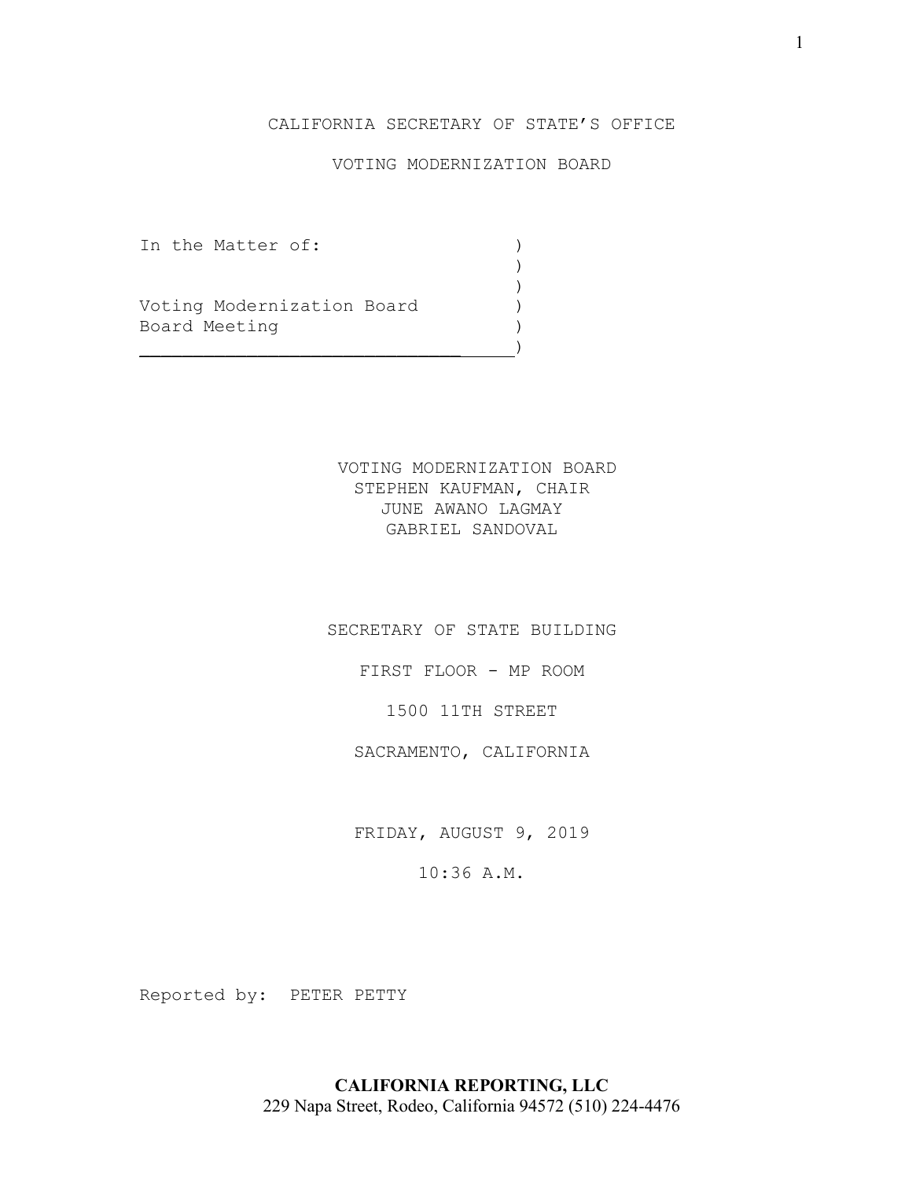CALIFORNIA SECRETARY OF STATE'S OFFICE

VOTING MODERNIZATION BOARD

```
In the Matter of:               )
                                )
                                )
Voting Modernization Board      )
Board Meeting                   )
________________________________)
```

VOTING MODERNIZATION BOARD
STEPHEN KAUFMAN, CHAIR
JUNE AWANO LAGMAY
GABRIEL SANDOVAL

SECRETARY OF STATE BUILDING

FIRST FLOOR - MP ROOM

1500 11TH STREET

SACRAMENTO, CALIFORNIA

FRIDAY, AUGUST 9, 2019

10:36 A.M.

Reported by: PETER PETTY

**CALIFORNIA REPORTING, LLC**
229 Napa Street, Rodeo, California 94572 (510) 224-4476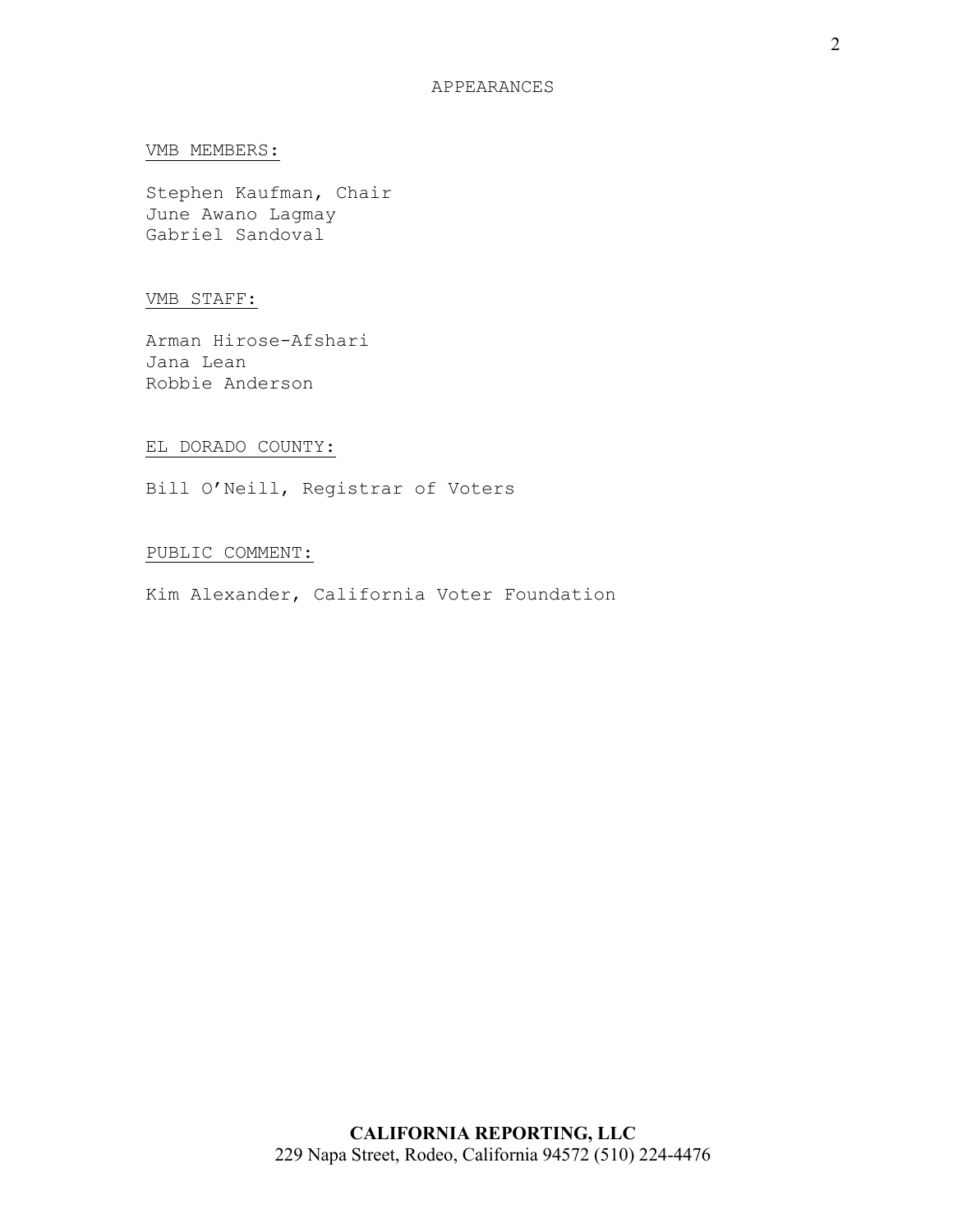# APPEARANCES

**VMB MEMBERS:**

Stephen Kaufman, Chair
June Awano Lagmay
Gabriel Sandoval

**VMB STAFF:**

Arman Hirose-Afshari
Jana Lean
Robbie Anderson

**EL DORADO COUNTY:**

Bill O'Neill, Registrar of Voters

**PUBLIC COMMENT:**

Kim Alexander, California Voter Foundation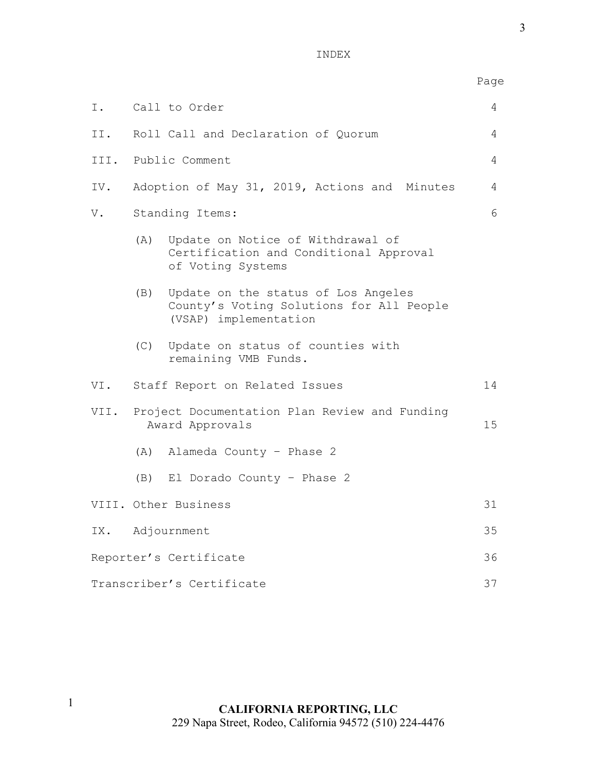# INDEX

| | | Page |
|---|---|---|
| I. | Call to Order | 4 |
| II. | Roll Call and Declaration of Quorum | 4 |
| III. | Public Comment | 4 |
| IV. | Adoption of May 31, 2019, Actions and Minutes | 4 |
| V. | Standing Items: | 6 |
| | (A) Update on Notice of Withdrawal of Certification and Conditional Approval of Voting Systems | |
| | (B) Update on the status of Los Angeles County's Voting Solutions for All People (VSAP) implementation | |
| | (C) Update on status of counties with remaining VMB Funds. | |
| VI. | Staff Report on Related Issues | 14 |
| VII. | Project Documentation Plan Review and Funding Award Approvals | 15 |
| | (A) Alameda County – Phase 2 | |
| | (B) El Dorado County – Phase 2 | |
| VIII. | Other Business | 31 |
| IX. | Adjournment | 35 |
| Reporter's Certificate | | 36 |
| Transcriber's Certificate | | 37 |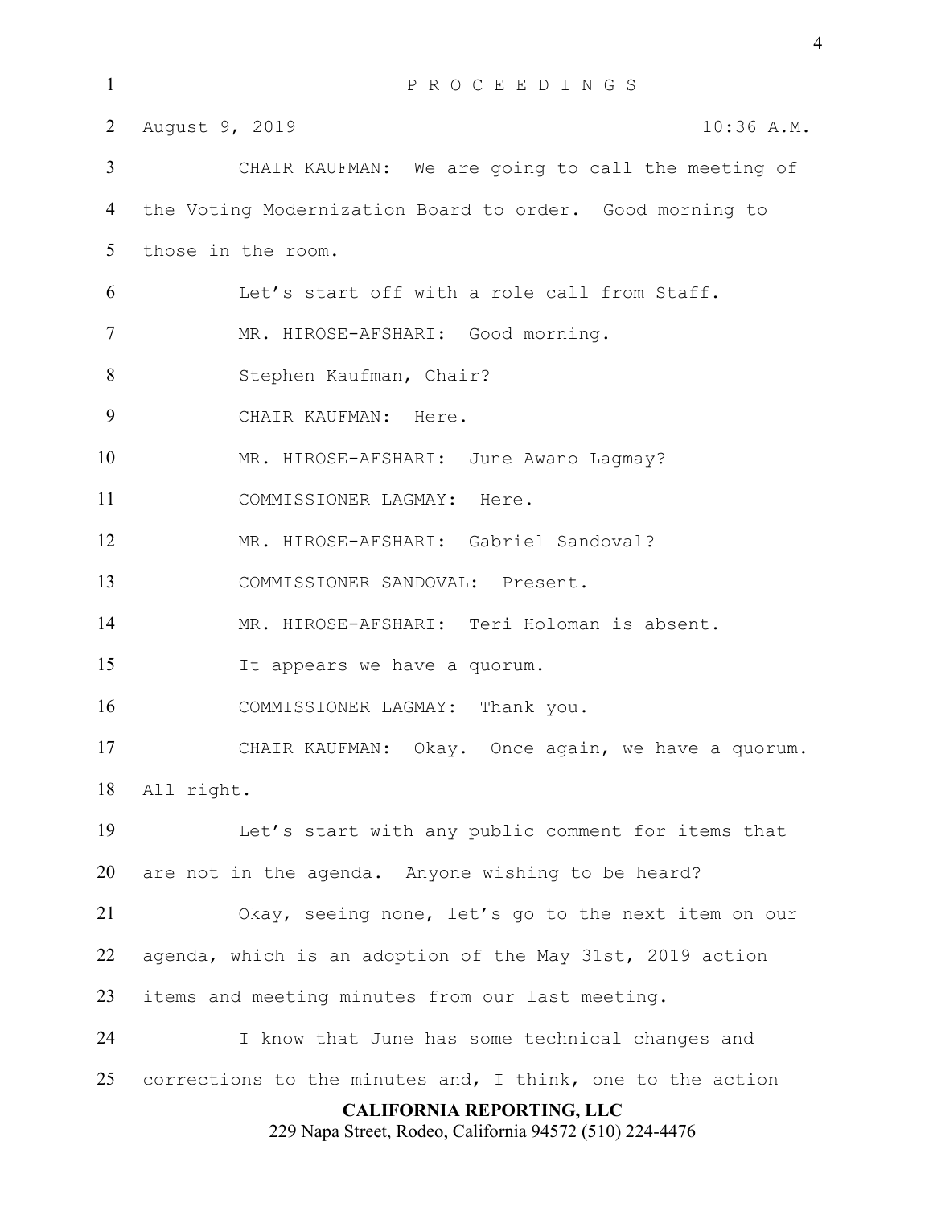P R O C E E D I N G S

August 9, 2019 10:36 A.M.

CHAIR KAUFMAN: We are going to call the meeting of the Voting Modernization Board to order. Good morning to those in the room.

Let's start off with a role call from Staff.

MR. HIROSE-AFSHARI: Good morning.

Stephen Kaufman, Chair?

CHAIR KAUFMAN: Here.

MR. HIROSE-AFSHARI: June Awano Lagmay?

COMMISSIONER LAGMAY: Here.

MR. HIROSE-AFSHARI: Gabriel Sandoval?

COMMISSIONER SANDOVAL: Present.

MR. HIROSE-AFSHARI: Teri Holoman is absent.

It appears we have a quorum.

COMMISSIONER LAGMAY: Thank you.

CHAIR KAUFMAN: Okay. Once again, we have a quorum. All right.

Let's start with any public comment for items that are not in the agenda. Anyone wishing to be heard?

Okay, seeing none, let's go to the next item on our agenda, which is an adoption of the May 31st, 2019 action items and meeting minutes from our last meeting.

I know that June has some technical changes and corrections to the minutes and, I think, one to the action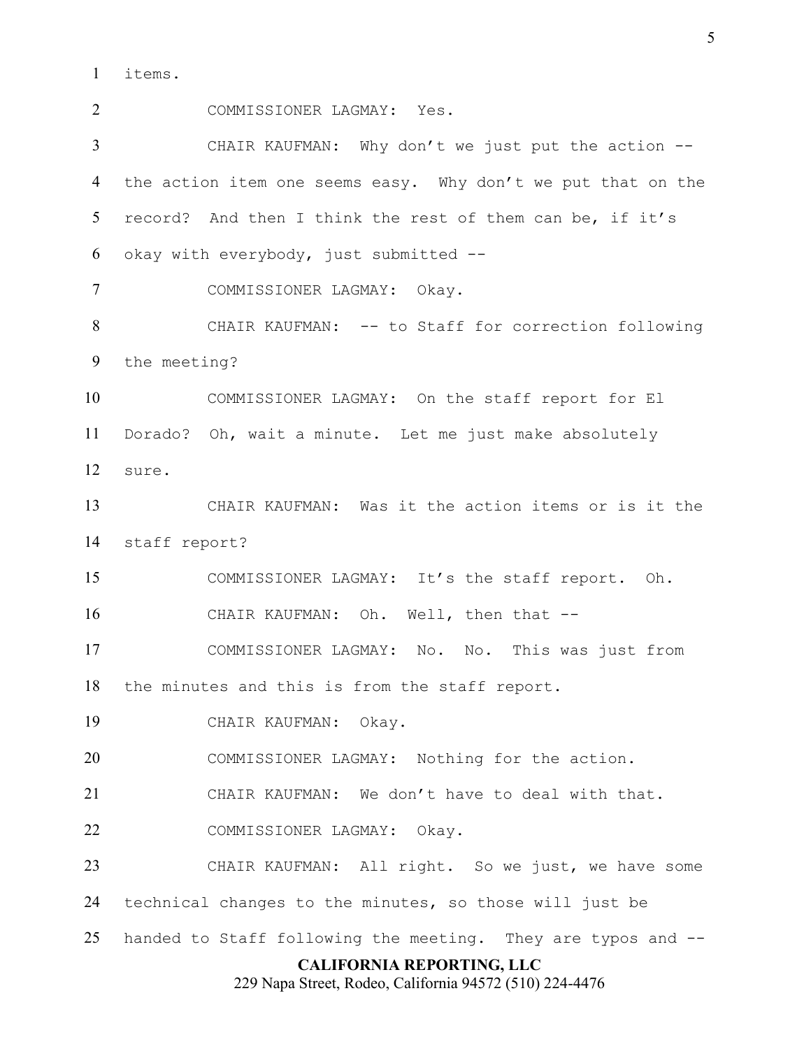items.

COMMISSIONER LAGMAY: Yes.

CHAIR KAUFMAN: Why don't we just put the action -- the action item one seems easy. Why don't we put that on the record? And then I think the rest of them can be, if it's okay with everybody, just submitted --

COMMISSIONER LAGMAY: Okay.

CHAIR KAUFMAN: -- to Staff for correction following the meeting?

COMMISSIONER LAGMAY: On the staff report for El Dorado? Oh, wait a minute. Let me just make absolutely sure.

CHAIR KAUFMAN: Was it the action items or is it the staff report?

COMMISSIONER LAGMAY: It's the staff report. Oh.

CHAIR KAUFMAN: Oh. Well, then that --

COMMISSIONER LAGMAY: No. No. This was just from the minutes and this is from the staff report.

CHAIR KAUFMAN: Okay.

COMMISSIONER LAGMAY: Nothing for the action.

CHAIR KAUFMAN: We don't have to deal with that.

COMMISSIONER LAGMAY: Okay.

CHAIR KAUFMAN: All right. So we just, we have some technical changes to the minutes, so those will just be handed to Staff following the meeting. They are typos and --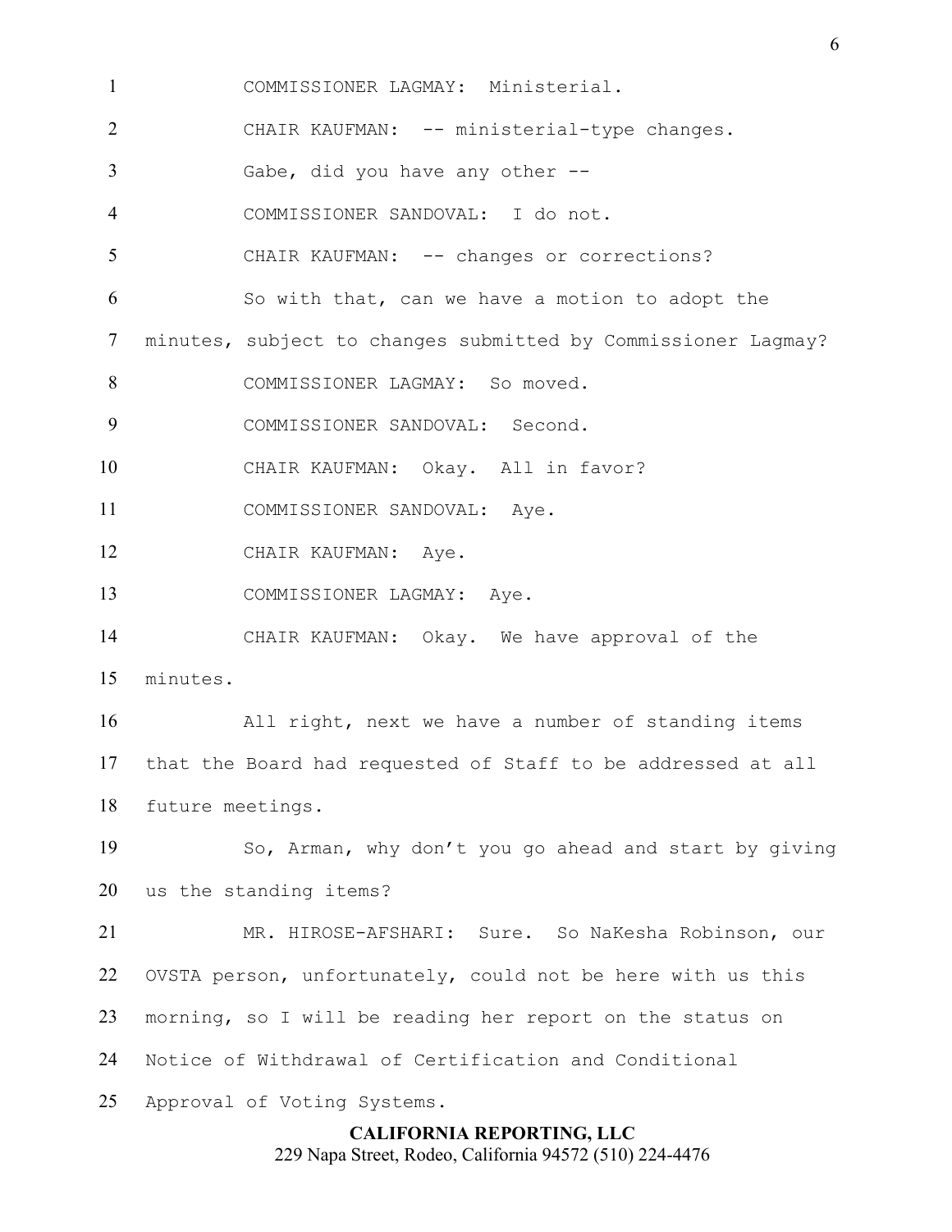COMMISSIONER LAGMAY: Ministerial.

CHAIR KAUFMAN: -- ministerial-type changes.

Gabe, did you have any other --

COMMISSIONER SANDOVAL: I do not.

CHAIR KAUFMAN: -- changes or corrections?

So with that, can we have a motion to adopt the minutes, subject to changes submitted by Commissioner Lagmay?

COMMISSIONER LAGMAY: So moved.

COMMISSIONER SANDOVAL: Second.

CHAIR KAUFMAN: Okay. All in favor?

COMMISSIONER SANDOVAL: Aye.

CHAIR KAUFMAN: Aye.

COMMISSIONER LAGMAY: Aye.

CHAIR KAUFMAN: Okay. We have approval of the minutes.

All right, next we have a number of standing items that the Board had requested of Staff to be addressed at all future meetings.

So, Arman, why don't you go ahead and start by giving us the standing items?

MR. HIROSE-AFSHARI: Sure. So NaKesha Robinson, our OVSTA person, unfortunately, could not be here with us this morning, so I will be reading her report on the status on Notice of Withdrawal of Certification and Conditional Approval of Voting Systems.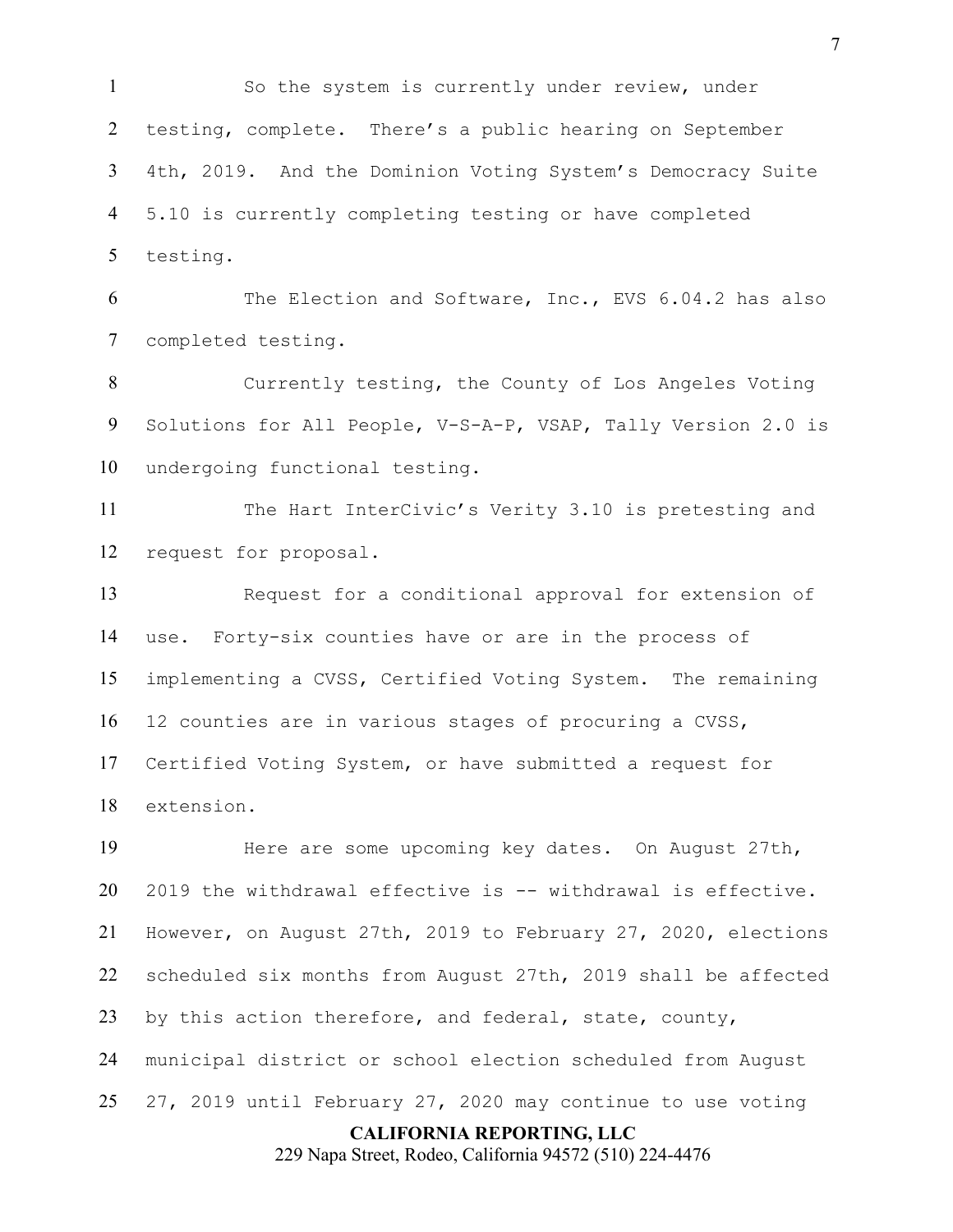So the system is currently under review, under testing, complete. There's a public hearing on September 4th, 2019. And the Dominion Voting System's Democracy Suite 5.10 is currently completing testing or have completed testing.

The Election and Software, Inc., EVS 6.04.2 has also completed testing.

Currently testing, the County of Los Angeles Voting Solutions for All People, V-S-A-P, VSAP, Tally Version 2.0 is undergoing functional testing.

The Hart InterCivic's Verity 3.10 is pretesting and request for proposal.

Request for a conditional approval for extension of use. Forty-six counties have or are in the process of implementing a CVSS, Certified Voting System. The remaining 12 counties are in various stages of procuring a CVSS, Certified Voting System, or have submitted a request for extension.

Here are some upcoming key dates. On August 27th, 2019 the withdrawal effective is -- withdrawal is effective. However, on August 27th, 2019 to February 27, 2020, elections scheduled six months from August 27th, 2019 shall be affected by this action therefore, and federal, state, county, municipal district or school election scheduled from August 27, 2019 until February 27, 2020 may continue to use voting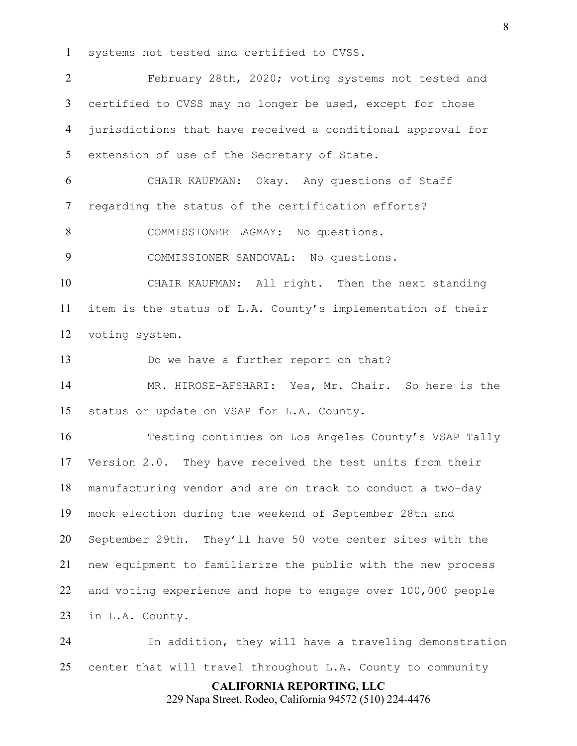systems not tested and certified to CVSS.

February 28th, 2020; voting systems not tested and certified to CVSS may no longer be used, except for those jurisdictions that have received a conditional approval for extension of use of the Secretary of State.

CHAIR KAUFMAN: Okay. Any questions of Staff regarding the status of the certification efforts?

COMMISSIONER LAGMAY: No questions.

COMMISSIONER SANDOVAL: No questions.

CHAIR KAUFMAN: All right. Then the next standing item is the status of L.A. County's implementation of their voting system.

Do we have a further report on that?

MR. HIROSE-AFSHARI: Yes, Mr. Chair. So here is the status or update on VSAP for L.A. County.

Testing continues on Los Angeles County's VSAP Tally Version 2.0. They have received the test units from their manufacturing vendor and are on track to conduct a two-day mock election during the weekend of September 28th and September 29th. They'll have 50 vote center sites with the new equipment to familiarize the public with the new process and voting experience and hope to engage over 100,000 people in L.A. County.

In addition, they will have a traveling demonstration center that will travel throughout L.A. County to community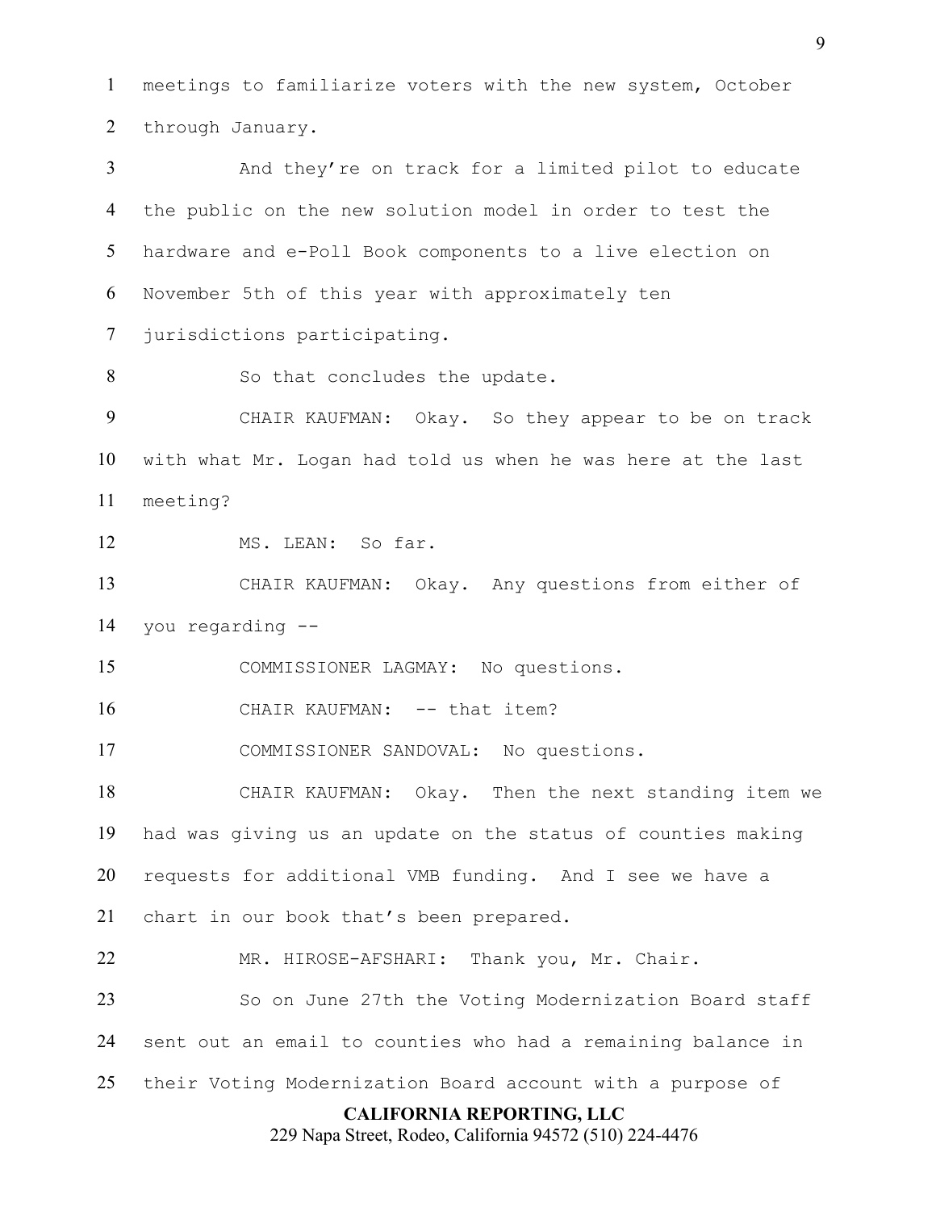meetings to familiarize voters with the new system, October through January.

And they're on track for a limited pilot to educate the public on the new solution model in order to test the hardware and e-Poll Book components to a live election on November 5th of this year with approximately ten jurisdictions participating.

So that concludes the update.

CHAIR KAUFMAN: Okay. So they appear to be on track with what Mr. Logan had told us when he was here at the last meeting?

MS. LEAN: So far.

CHAIR KAUFMAN: Okay. Any questions from either of you regarding --

COMMISSIONER LAGMAY: No questions.

CHAIR KAUFMAN: -- that item?

COMMISSIONER SANDOVAL: No questions.

CHAIR KAUFMAN: Okay. Then the next standing item we had was giving us an update on the status of counties making requests for additional VMB funding. And I see we have a chart in our book that's been prepared.

MR. HIROSE-AFSHARI: Thank you, Mr. Chair.

So on June 27th the Voting Modernization Board staff sent out an email to counties who had a remaining balance in their Voting Modernization Board account with a purpose of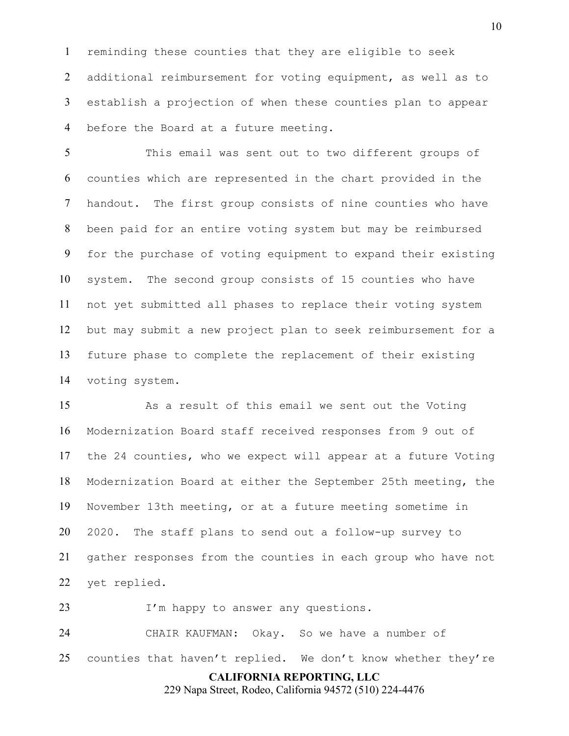reminding these counties that they are eligible to seek additional reimbursement for voting equipment, as well as to establish a projection of when these counties plan to appear before the Board at a future meeting.

This email was sent out to two different groups of counties which are represented in the chart provided in the handout. The first group consists of nine counties who have been paid for an entire voting system but may be reimbursed for the purchase of voting equipment to expand their existing system. The second group consists of 15 counties who have not yet submitted all phases to replace their voting system but may submit a new project plan to seek reimbursement for a future phase to complete the replacement of their existing voting system.

As a result of this email we sent out the Voting Modernization Board staff received responses from 9 out of the 24 counties, who we expect will appear at a future Voting Modernization Board at either the September 25th meeting, the November 13th meeting, or at a future meeting sometime in 2020. The staff plans to send out a follow-up survey to gather responses from the counties in each group who have not yet replied.

I'm happy to answer any questions.

CHAIR KAUFMAN: Okay. So we have a number of counties that haven't replied. We don't know whether they're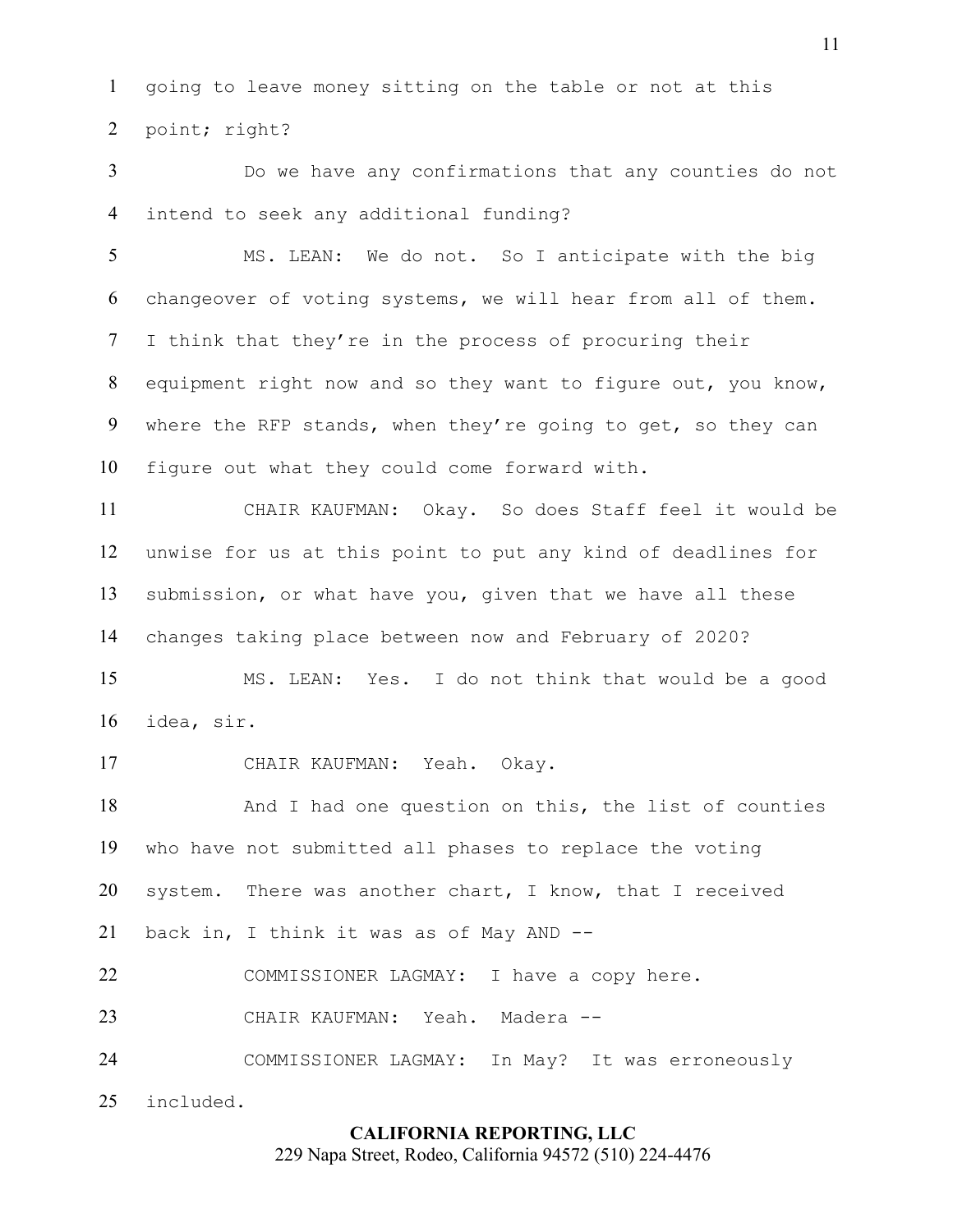going to leave money sitting on the table or not at this point; right?

Do we have any confirmations that any counties do not intend to seek any additional funding?

MS. LEAN: We do not. So I anticipate with the big changeover of voting systems, we will hear from all of them. I think that they're in the process of procuring their equipment right now and so they want to figure out, you know, where the RFP stands, when they're going to get, so they can figure out what they could come forward with.

CHAIR KAUFMAN: Okay. So does Staff feel it would be unwise for us at this point to put any kind of deadlines for submission, or what have you, given that we have all these changes taking place between now and February of 2020?

MS. LEAN: Yes. I do not think that would be a good idea, sir.

CHAIR KAUFMAN: Yeah. Okay.

And I had one question on this, the list of counties who have not submitted all phases to replace the voting system. There was another chart, I know, that I received back in, I think it was as of May AND --

COMMISSIONER LAGMAY: I have a copy here.

CHAIR KAUFMAN: Yeah. Madera --

COMMISSIONER LAGMAY: In May? It was erroneously included.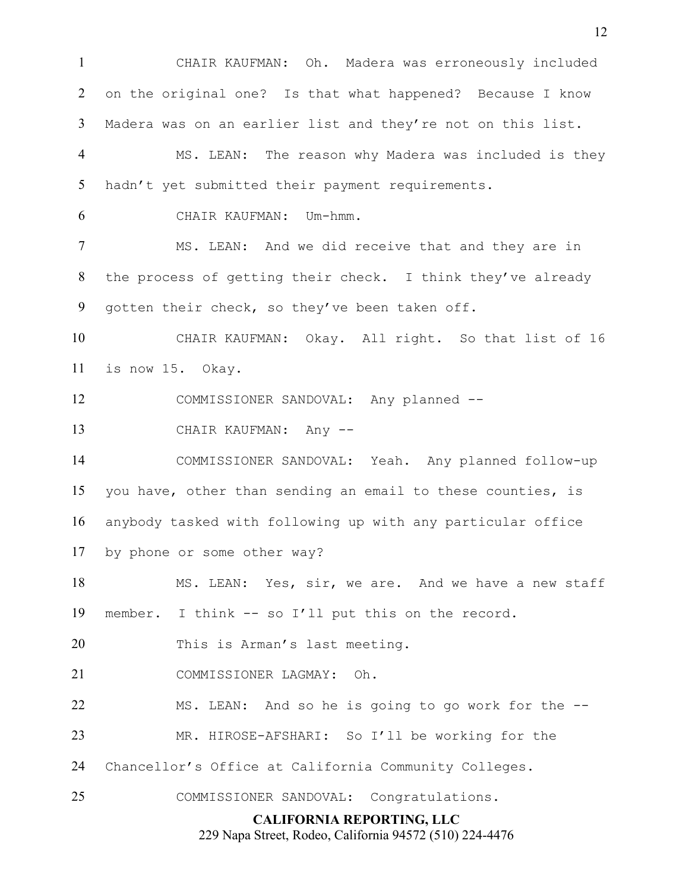CHAIR KAUFMAN: Oh. Madera was erroneously included on the original one? Is that what happened? Because I know Madera was on an earlier list and they're not on this list.

MS. LEAN: The reason why Madera was included is they hadn't yet submitted their payment requirements.

CHAIR KAUFMAN: Um-hmm.

MS. LEAN: And we did receive that and they are in the process of getting their check. I think they've already gotten their check, so they've been taken off.

CHAIR KAUFMAN: Okay. All right. So that list of 16 is now 15. Okay.

COMMISSIONER SANDOVAL: Any planned --

CHAIR KAUFMAN: Any --

COMMISSIONER SANDOVAL: Yeah. Any planned follow-up you have, other than sending an email to these counties, is anybody tasked with following up with any particular office by phone or some other way?

MS. LEAN: Yes, sir, we are. And we have a new staff member. I think -- so I'll put this on the record.

This is Arman's last meeting.

COMMISSIONER LAGMAY: Oh.

MS. LEAN: And so he is going to go work for the --

MR. HIROSE-AFSHARI: So I'll be working for the Chancellor's Office at California Community Colleges.

COMMISSIONER SANDOVAL: Congratulations.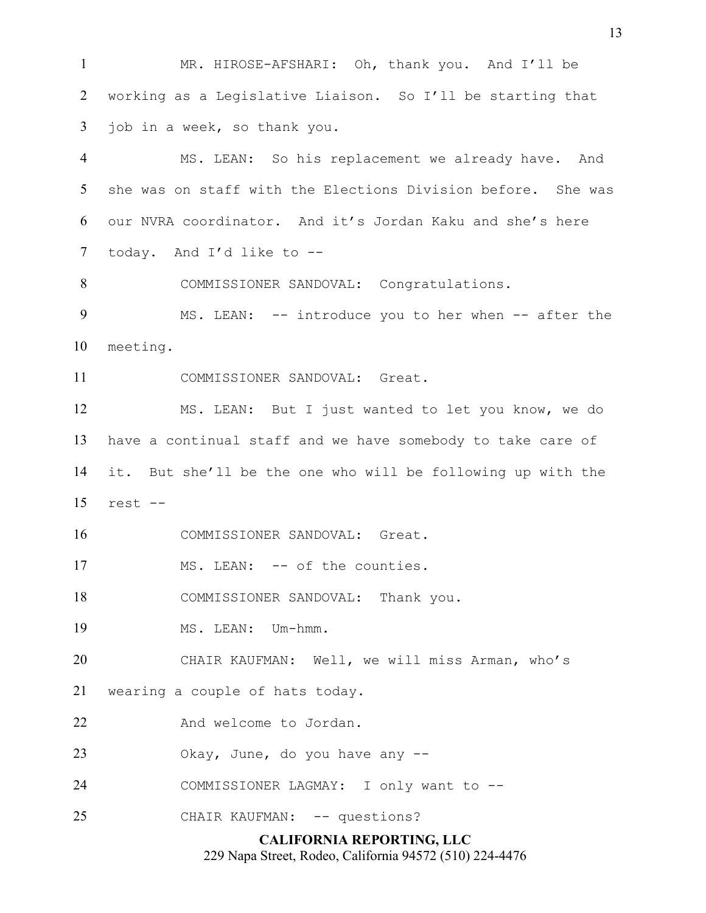MR. HIROSE-AFSHARI: Oh, thank you. And I'll be working as a Legislative Liaison. So I'll be starting that job in a week, so thank you.

MS. LEAN: So his replacement we already have. And she was on staff with the Elections Division before. She was our NVRA coordinator. And it's Jordan Kaku and she's here today. And I'd like to --

COMMISSIONER SANDOVAL: Congratulations.

MS. LEAN: -- introduce you to her when -- after the meeting.

COMMISSIONER SANDOVAL: Great.

MS. LEAN: But I just wanted to let you know, we do have a continual staff and we have somebody to take care of it. But she'll be the one who will be following up with the rest --

COMMISSIONER SANDOVAL: Great.

MS. LEAN: -- of the counties.

COMMISSIONER SANDOVAL: Thank you.

MS. LEAN: Um-hmm.

CHAIR KAUFMAN: Well, we will miss Arman, who's wearing a couple of hats today.

And welcome to Jordan.

Okay, June, do you have any --

COMMISSIONER LAGMAY: I only want to --

CHAIR KAUFMAN: -- questions?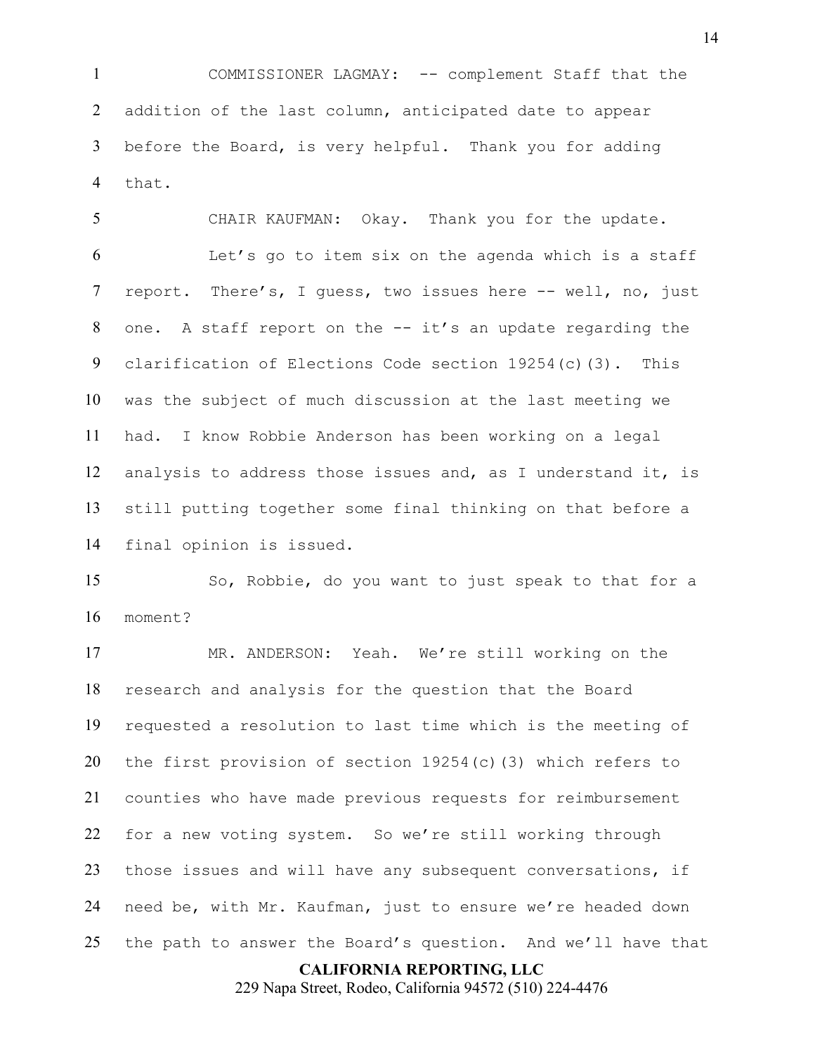COMMISSIONER LAGMAY: -- complement Staff that the addition of the last column, anticipated date to appear before the Board, is very helpful. Thank you for adding that.

CHAIR KAUFMAN: Okay. Thank you for the update.

Let's go to item six on the agenda which is a staff report. There's, I guess, two issues here -- well, no, just one. A staff report on the -- it's an update regarding the clarification of Elections Code section 19254(c)(3). This was the subject of much discussion at the last meeting we had. I know Robbie Anderson has been working on a legal analysis to address those issues and, as I understand it, is still putting together some final thinking on that before a final opinion is issued.

So, Robbie, do you want to just speak to that for a moment?

MR. ANDERSON: Yeah. We're still working on the research and analysis for the question that the Board requested a resolution to last time which is the meeting of the first provision of section 19254(c)(3) which refers to counties who have made previous requests for reimbursement for a new voting system. So we're still working through those issues and will have any subsequent conversations, if need be, with Mr. Kaufman, just to ensure we're headed down the path to answer the Board's question. And we'll have that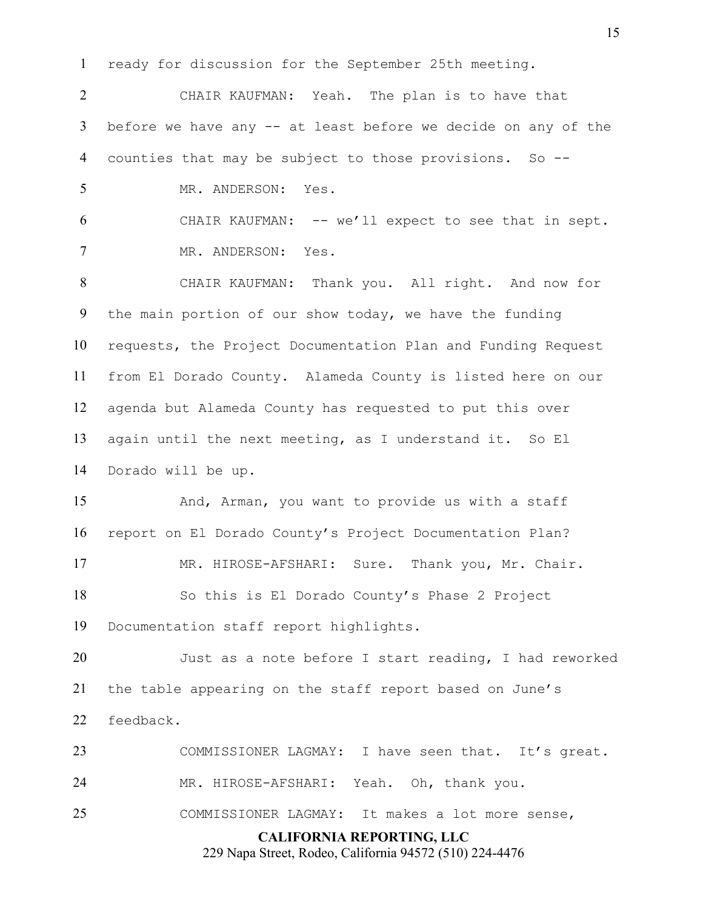ready for discussion for the September 25th meeting.

CHAIR KAUFMAN: Yeah. The plan is to have that before we have any -- at least before we decide on any of the counties that may be subject to those provisions. So --

MR. ANDERSON: Yes.

CHAIR KAUFMAN: -- we'll expect to see that in sept.

MR. ANDERSON: Yes.

CHAIR KAUFMAN: Thank you. All right. And now for the main portion of our show today, we have the funding requests, the Project Documentation Plan and Funding Request from El Dorado County. Alameda County is listed here on our agenda but Alameda County has requested to put this over again until the next meeting, as I understand it. So El Dorado will be up.

And, Arman, you want to provide us with a staff report on El Dorado County's Project Documentation Plan?

MR. HIROSE-AFSHARI: Sure. Thank you, Mr. Chair.

So this is El Dorado County's Phase 2 Project Documentation staff report highlights.

Just as a note before I start reading, I had reworked the table appearing on the staff report based on June's feedback.

COMMISSIONER LAGMAY: I have seen that. It's great.

MR. HIROSE-AFSHARI: Yeah. Oh, thank you.

COMMISSIONER LAGMAY: It makes a lot more sense,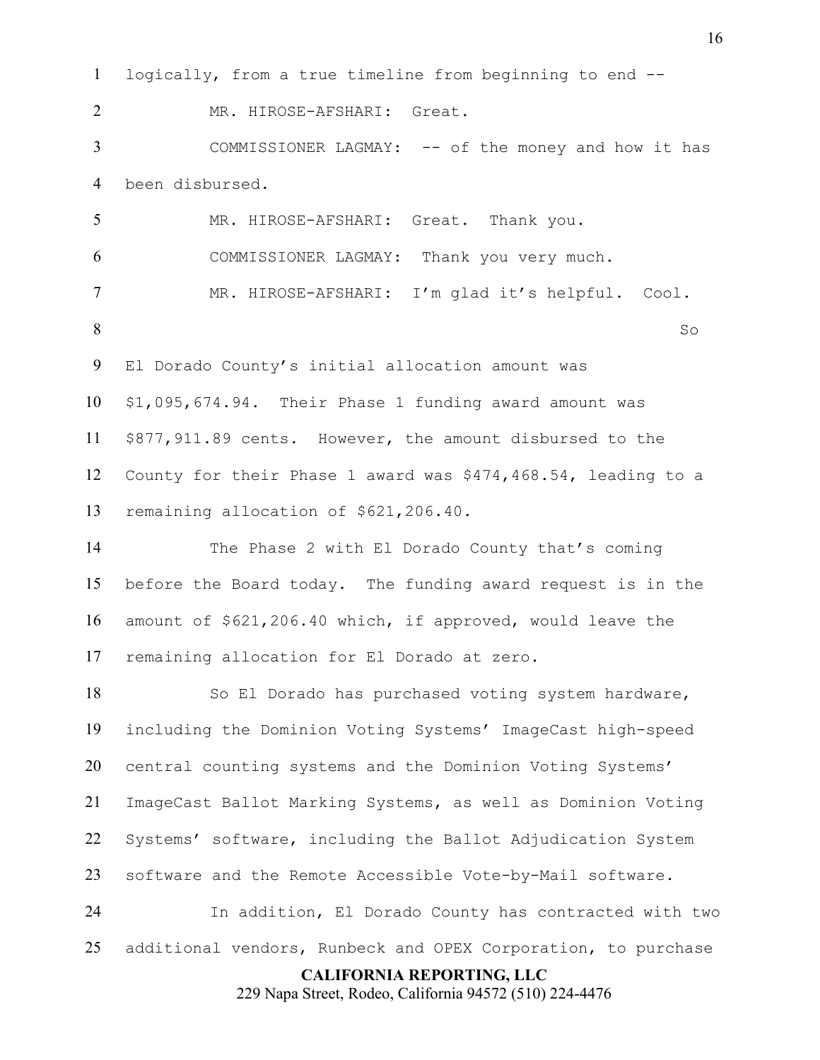logically, from a true timeline from beginning to end --

MR. HIROSE-AFSHARI: Great.

COMMISSIONER LAGMAY: -- of the money and how it has been disbursed.

MR. HIROSE-AFSHARI: Great. Thank you.

COMMISSIONER LAGMAY: Thank you very much.

MR. HIROSE-AFSHARI: I'm glad it's helpful. Cool.

So El Dorado County's initial allocation amount was $1,095,674.94. Their Phase 1 funding award amount was $877,911.89 cents. However, the amount disbursed to the County for their Phase 1 award was $474,468.54, leading to a remaining allocation of $621,206.40.

The Phase 2 with El Dorado County that's coming before the Board today. The funding award request is in the amount of $621,206.40 which, if approved, would leave the remaining allocation for El Dorado at zero.

So El Dorado has purchased voting system hardware, including the Dominion Voting Systems' ImageCast high-speed central counting systems and the Dominion Voting Systems' ImageCast Ballot Marking Systems, as well as Dominion Voting Systems' software, including the Ballot Adjudication System software and the Remote Accessible Vote-by-Mail software.

In addition, El Dorado County has contracted with two additional vendors, Runbeck and OPEX Corporation, to purchase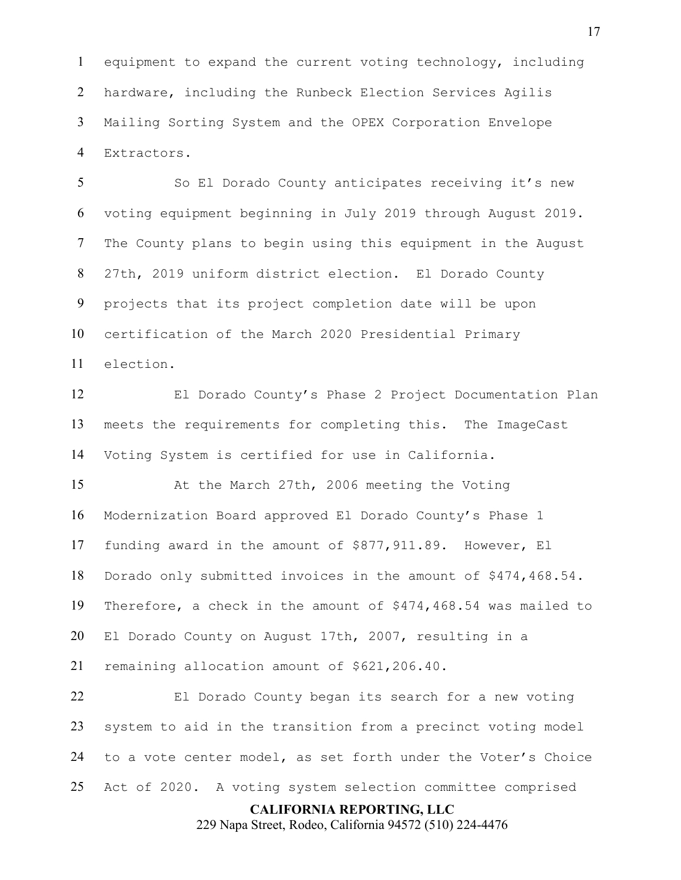equipment to expand the current voting technology, including hardware, including the Runbeck Election Services Agilis Mailing Sorting System and the OPEX Corporation Envelope Extractors.

So El Dorado County anticipates receiving it's new voting equipment beginning in July 2019 through August 2019. The County plans to begin using this equipment in the August 27th, 2019 uniform district election. El Dorado County projects that its project completion date will be upon certification of the March 2020 Presidential Primary election.

El Dorado County's Phase 2 Project Documentation Plan meets the requirements for completing this. The ImageCast Voting System is certified for use in California.

At the March 27th, 2006 meeting the Voting Modernization Board approved El Dorado County's Phase 1 funding award in the amount of $877,911.89. However, El Dorado only submitted invoices in the amount of $474,468.54. Therefore, a check in the amount of $474,468.54 was mailed to El Dorado County on August 17th, 2007, resulting in a remaining allocation amount of $621,206.40.

El Dorado County began its search for a new voting system to aid in the transition from a precinct voting model to a vote center model, as set forth under the Voter's Choice Act of 2020. A voting system selection committee comprised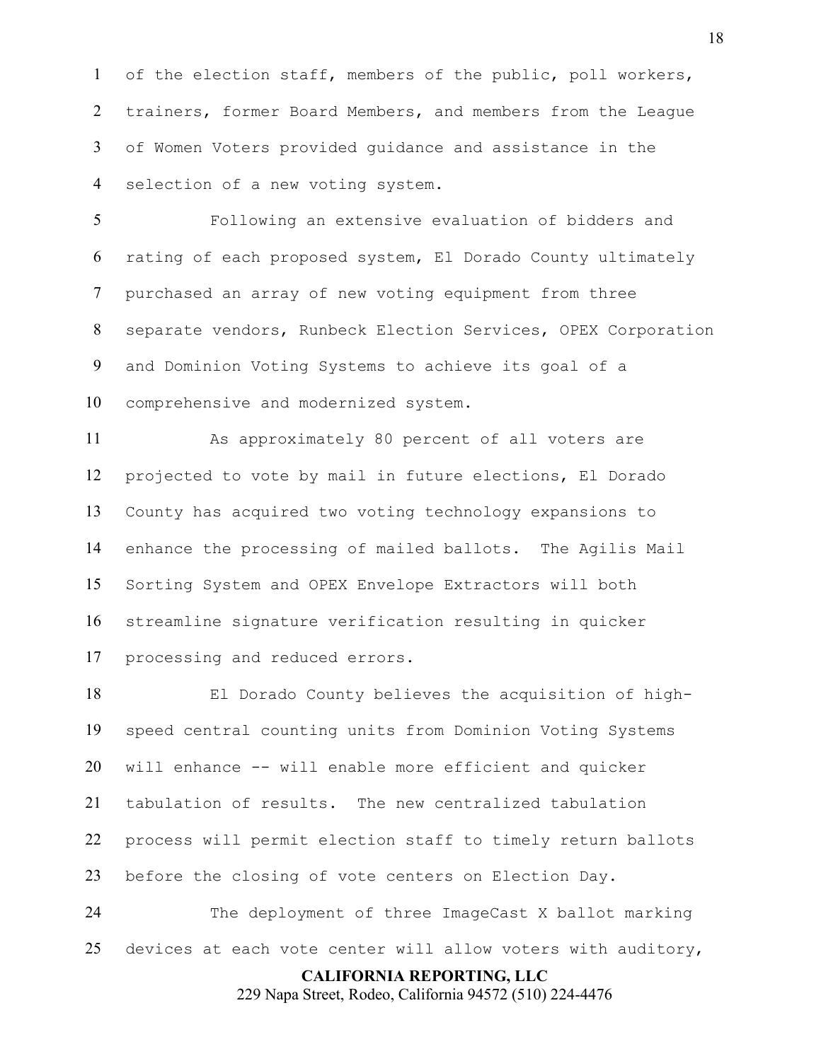of the election staff, members of the public, poll workers, trainers, former Board Members, and members from the League of Women Voters provided guidance and assistance in the selection of a new voting system.

Following an extensive evaluation of bidders and rating of each proposed system, El Dorado County ultimately purchased an array of new voting equipment from three separate vendors, Runbeck Election Services, OPEX Corporation and Dominion Voting Systems to achieve its goal of a comprehensive and modernized system.

As approximately 80 percent of all voters are projected to vote by mail in future elections, El Dorado County has acquired two voting technology expansions to enhance the processing of mailed ballots. The Agilis Mail Sorting System and OPEX Envelope Extractors will both streamline signature verification resulting in quicker processing and reduced errors.

El Dorado County believes the acquisition of high-speed central counting units from Dominion Voting Systems will enhance -- will enable more efficient and quicker tabulation of results. The new centralized tabulation process will permit election staff to timely return ballots before the closing of vote centers on Election Day.

The deployment of three ImageCast X ballot marking devices at each vote center will allow voters with auditory,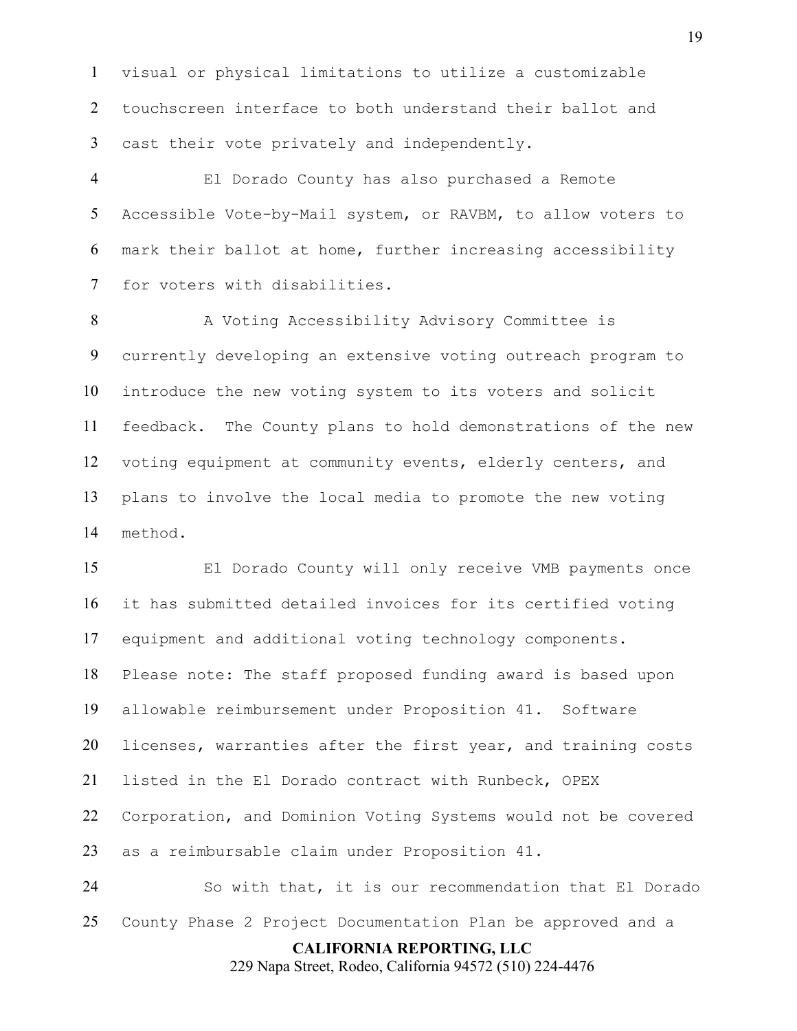visual or physical limitations to utilize a customizable touchscreen interface to both understand their ballot and cast their vote privately and independently.

El Dorado County has also purchased a Remote Accessible Vote-by-Mail system, or RAVBM, to allow voters to mark their ballot at home, further increasing accessibility for voters with disabilities.

A Voting Accessibility Advisory Committee is currently developing an extensive voting outreach program to introduce the new voting system to its voters and solicit feedback. The County plans to hold demonstrations of the new voting equipment at community events, elderly centers, and plans to involve the local media to promote the new voting method.

El Dorado County will only receive VMB payments once it has submitted detailed invoices for its certified voting equipment and additional voting technology components. Please note: The staff proposed funding award is based upon allowable reimbursement under Proposition 41. Software licenses, warranties after the first year, and training costs listed in the El Dorado contract with Runbeck, OPEX Corporation, and Dominion Voting Systems would not be covered as a reimbursable claim under Proposition 41.

So with that, it is our recommendation that El Dorado County Phase 2 Project Documentation Plan be approved and a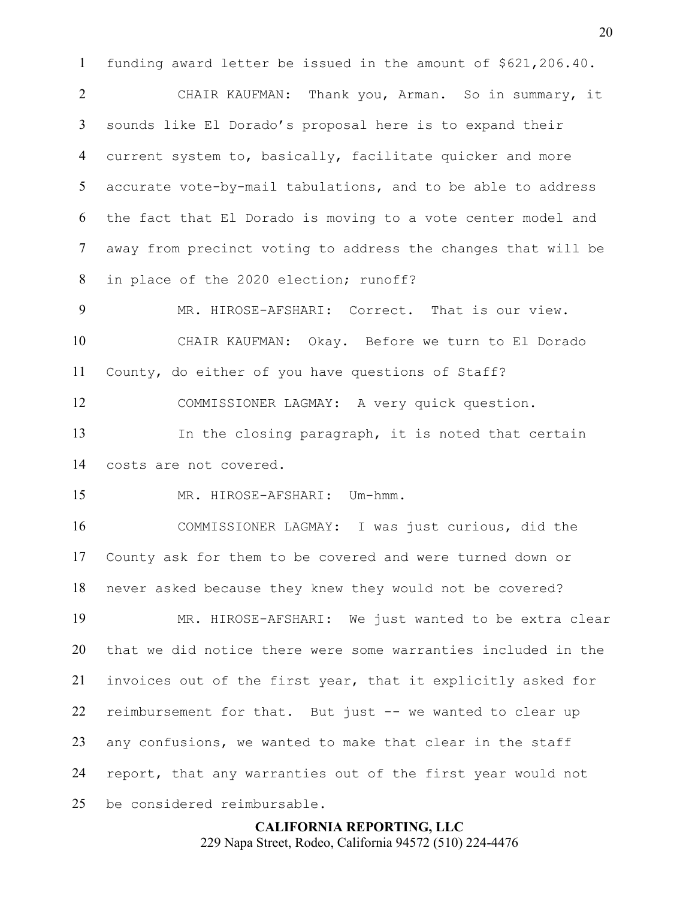funding award letter be issued in the amount of $621,206.40.

CHAIR KAUFMAN: Thank you, Arman. So in summary, it sounds like El Dorado's proposal here is to expand their current system to, basically, facilitate quicker and more accurate vote-by-mail tabulations, and to be able to address the fact that El Dorado is moving to a vote center model and away from precinct voting to address the changes that will be in place of the 2020 election; runoff?

MR. HIROSE-AFSHARI: Correct. That is our view.

CHAIR KAUFMAN: Okay. Before we turn to El Dorado County, do either of you have questions of Staff?

COMMISSIONER LAGMAY: A very quick question.

In the closing paragraph, it is noted that certain costs are not covered.

MR. HIROSE-AFSHARI: Um-hmm.

COMMISSIONER LAGMAY: I was just curious, did the County ask for them to be covered and were turned down or never asked because they knew they would not be covered?

MR. HIROSE-AFSHARI: We just wanted to be extra clear that we did notice there were some warranties included in the invoices out of the first year, that it explicitly asked for reimbursement for that. But just -- we wanted to clear up any confusions, we wanted to make that clear in the staff report, that any warranties out of the first year would not be considered reimbursable.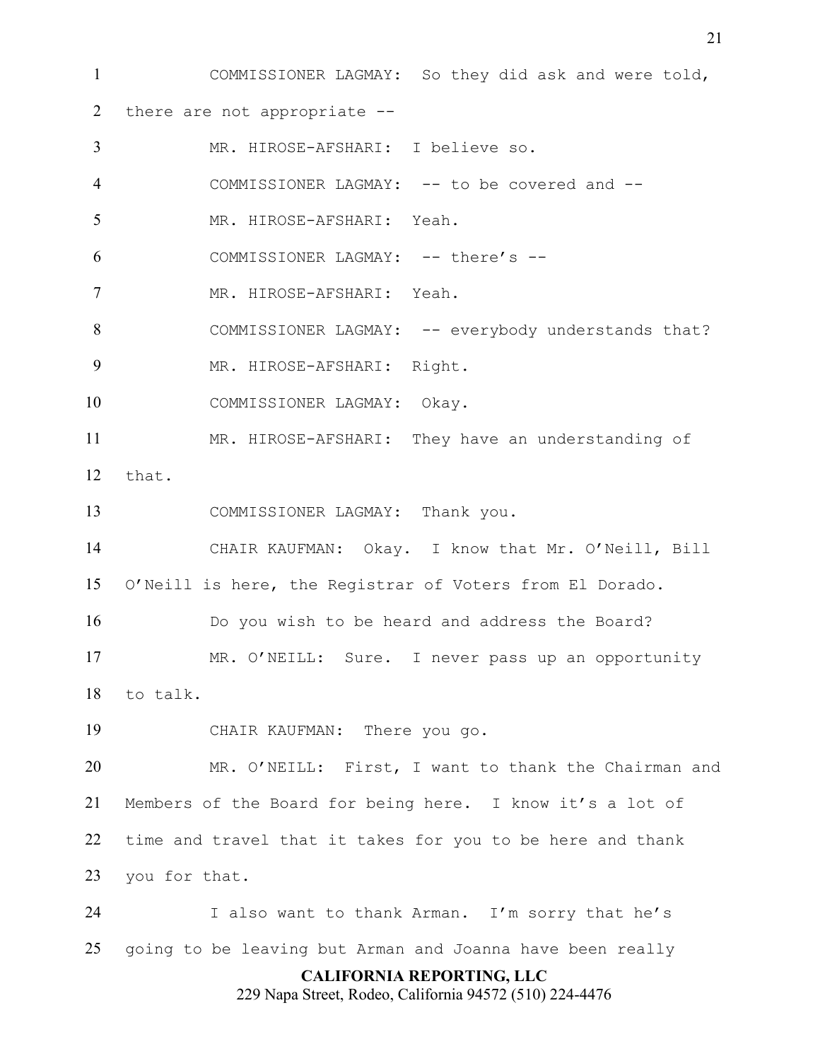COMMISSIONER LAGMAY: So they did ask and were told, there are not appropriate --

MR. HIROSE-AFSHARI: I believe so.

COMMISSIONER LAGMAY: -- to be covered and --

MR. HIROSE-AFSHARI: Yeah.

COMMISSIONER LAGMAY: -- there's --

MR. HIROSE-AFSHARI: Yeah.

COMMISSIONER LAGMAY: -- everybody understands that?

MR. HIROSE-AFSHARI: Right.

COMMISSIONER LAGMAY: Okay.

MR. HIROSE-AFSHARI: They have an understanding of that.

COMMISSIONER LAGMAY: Thank you.

CHAIR KAUFMAN: Okay. I know that Mr. O'Neill, Bill O'Neill is here, the Registrar of Voters from El Dorado.

Do you wish to be heard and address the Board?

MR. O'NEILL: Sure. I never pass up an opportunity to talk.

CHAIR KAUFMAN: There you go.

MR. O'NEILL: First, I want to thank the Chairman and Members of the Board for being here. I know it's a lot of time and travel that it takes for you to be here and thank you for that.

I also want to thank Arman. I'm sorry that he's going to be leaving but Arman and Joanna have been really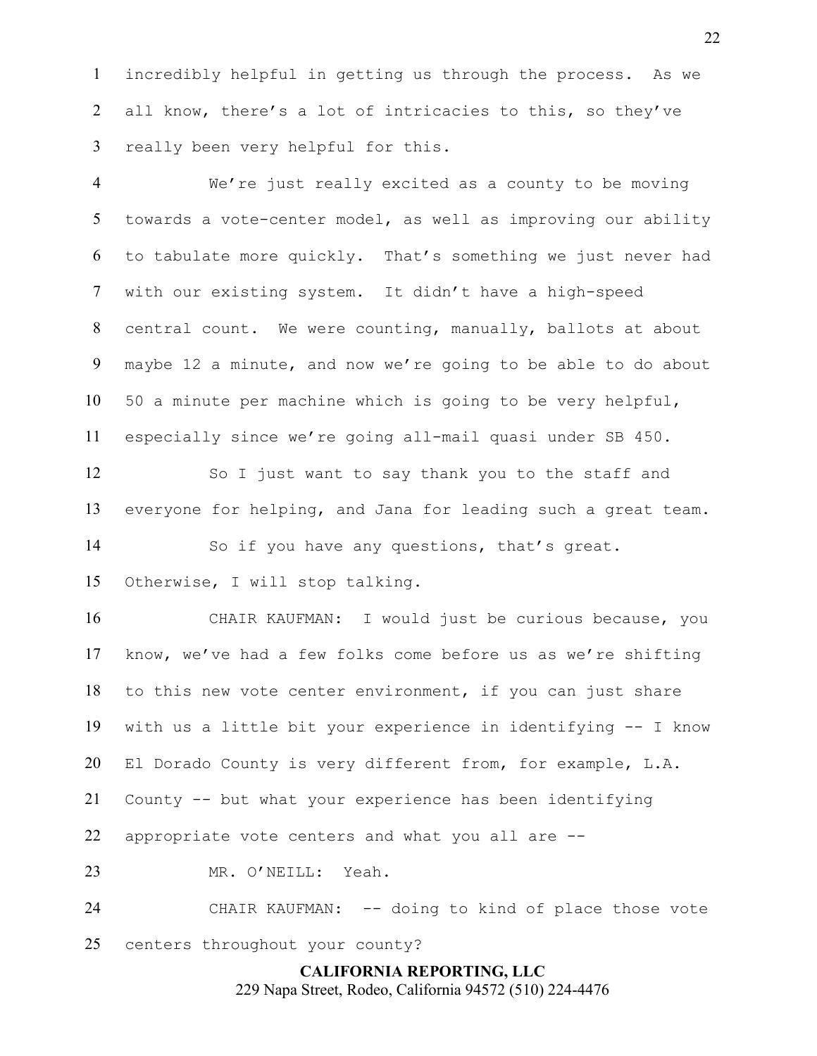incredibly helpful in getting us through the process. As we all know, there's a lot of intricacies to this, so they've really been very helpful for this.

We're just really excited as a county to be moving towards a vote-center model, as well as improving our ability to tabulate more quickly. That's something we just never had with our existing system. It didn't have a high-speed central count. We were counting, manually, ballots at about maybe 12 a minute, and now we're going to be able to do about 50 a minute per machine which is going to be very helpful, especially since we're going all-mail quasi under SB 450.

So I just want to say thank you to the staff and everyone for helping, and Jana for leading such a great team.

So if you have any questions, that's great. Otherwise, I will stop talking.

CHAIR KAUFMAN: I would just be curious because, you know, we've had a few folks come before us as we're shifting to this new vote center environment, if you can just share with us a little bit your experience in identifying -- I know El Dorado County is very different from, for example, L.A. County -- but what your experience has been identifying appropriate vote centers and what you all are --

MR. O'NEILL: Yeah.

CHAIR KAUFMAN: -- doing to kind of place those vote centers throughout your county?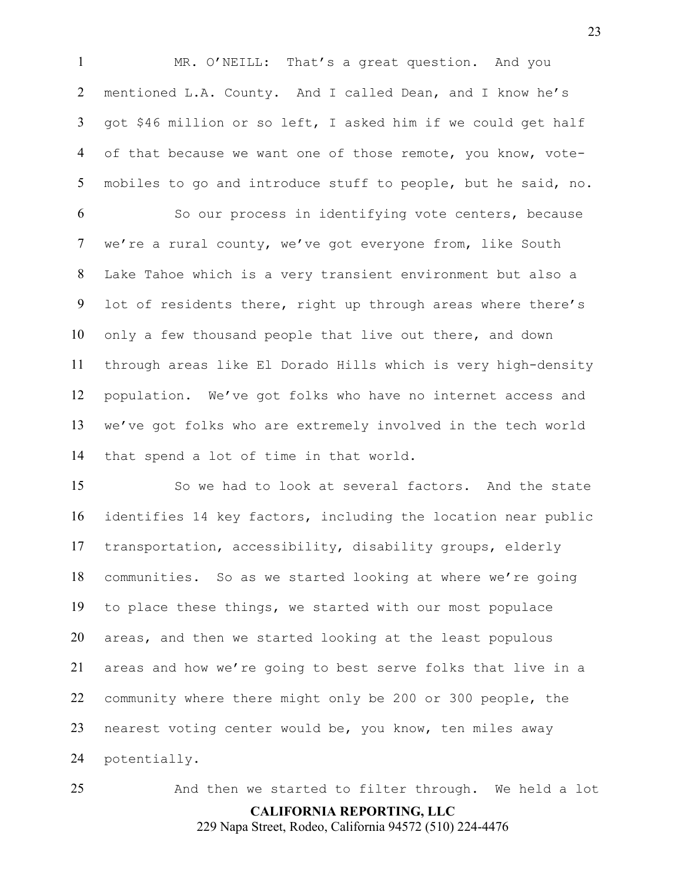MR. O'NEILL: That's a great question. And you mentioned L.A. County. And I called Dean, and I know he's got $46 million or so left, I asked him if we could get half of that because we want one of those remote, you know, vote-mobiles to go and introduce stuff to people, but he said, no.

So our process in identifying vote centers, because we're a rural county, we've got everyone from, like South Lake Tahoe which is a very transient environment but also a lot of residents there, right up through areas where there's only a few thousand people that live out there, and down through areas like El Dorado Hills which is very high-density population. We've got folks who have no internet access and we've got folks who are extremely involved in the tech world that spend a lot of time in that world.

So we had to look at several factors. And the state identifies 14 key factors, including the location near public transportation, accessibility, disability groups, elderly communities. So as we started looking at where we're going to place these things, we started with our most populace areas, and then we started looking at the least populous areas and how we're going to best serve folks that live in a community where there might only be 200 or 300 people, the nearest voting center would be, you know, ten miles away potentially.

And then we started to filter through. We held a lot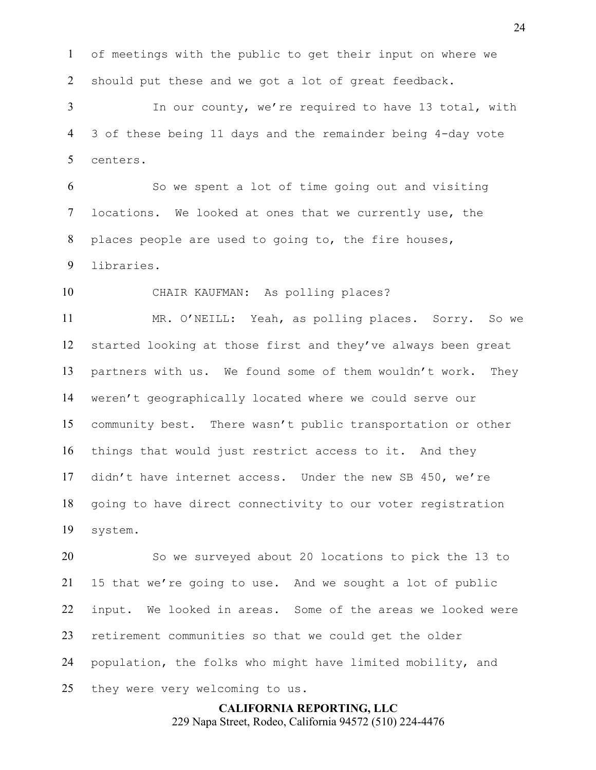of meetings with the public to get their input on where we should put these and we got a lot of great feedback.

In our county, we're required to have 13 total, with 3 of these being 11 days and the remainder being 4-day vote centers.

So we spent a lot of time going out and visiting locations. We looked at ones that we currently use, the places people are used to going to, the fire houses, libraries.

CHAIR KAUFMAN: As polling places?

MR. O'NEILL: Yeah, as polling places. Sorry. So we started looking at those first and they've always been great partners with us. We found some of them wouldn't work. They weren't geographically located where we could serve our community best. There wasn't public transportation or other things that would just restrict access to it. And they didn't have internet access. Under the new SB 450, we're going to have direct connectivity to our voter registration system.

So we surveyed about 20 locations to pick the 13 to 15 that we're going to use. And we sought a lot of public input. We looked in areas. Some of the areas we looked were retirement communities so that we could get the older population, the folks who might have limited mobility, and they were very welcoming to us.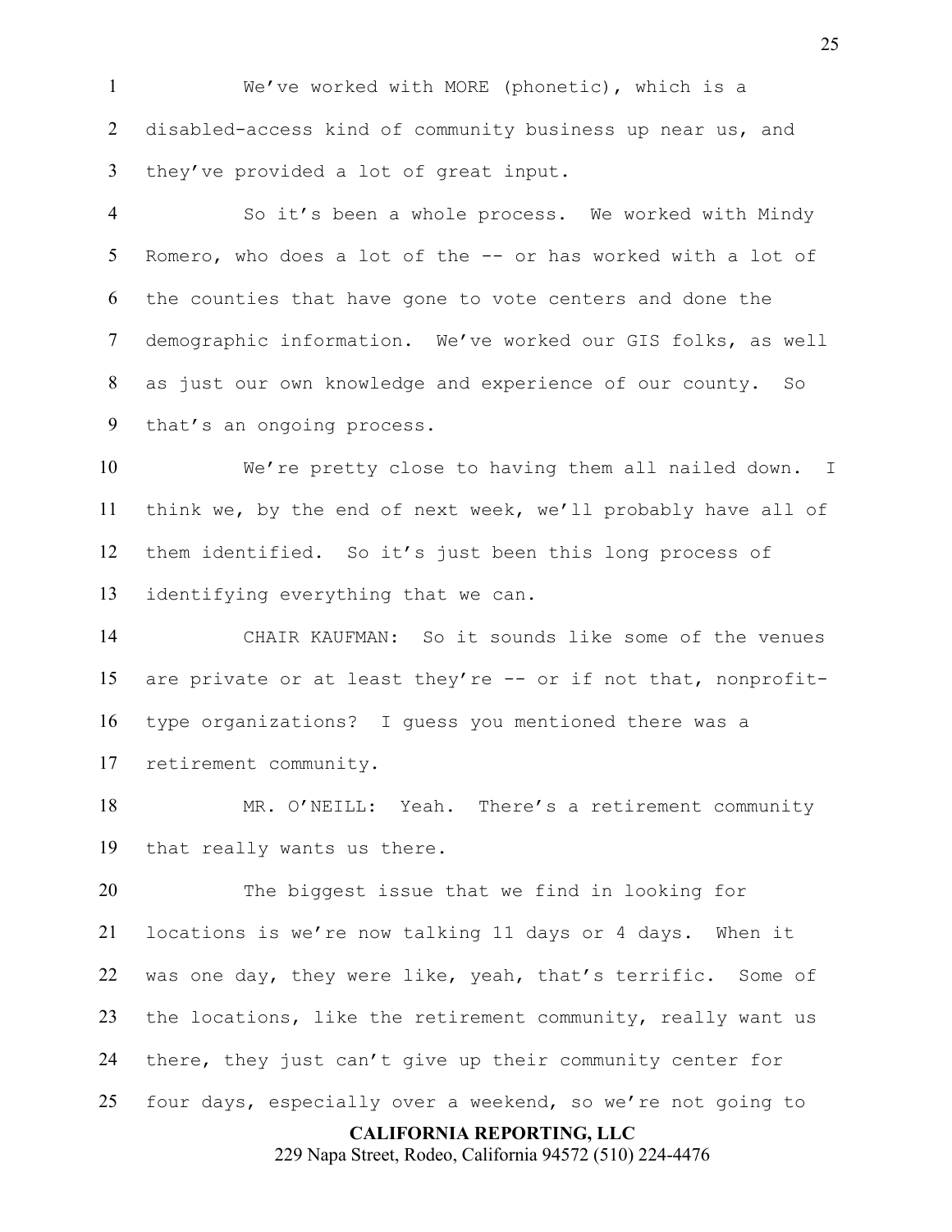We've worked with MORE (phonetic), which is a disabled-access kind of community business up near us, and they've provided a lot of great input.

So it's been a whole process. We worked with Mindy Romero, who does a lot of the -- or has worked with a lot of the counties that have gone to vote centers and done the demographic information. We've worked our GIS folks, as well as just our own knowledge and experience of our county. So that's an ongoing process.

We're pretty close to having them all nailed down. I think we, by the end of next week, we'll probably have all of them identified. So it's just been this long process of identifying everything that we can.

CHAIR KAUFMAN: So it sounds like some of the venues are private or at least they're -- or if not that, nonprofit-type organizations? I guess you mentioned there was a retirement community.

MR. O'NEILL: Yeah. There's a retirement community that really wants us there.

The biggest issue that we find in looking for locations is we're now talking 11 days or 4 days. When it was one day, they were like, yeah, that's terrific. Some of the locations, like the retirement community, really want us there, they just can't give up their community center for four days, especially over a weekend, so we're not going to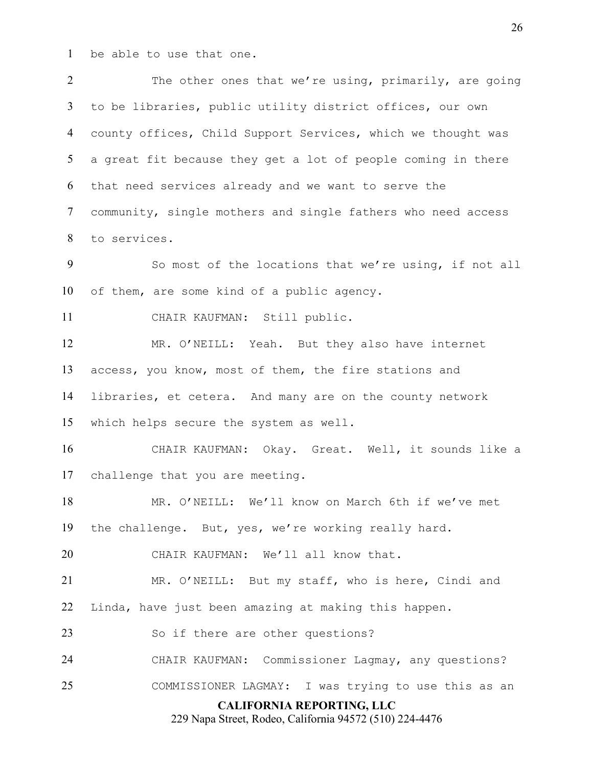1 be able to use that one.

2 The other ones that we're using, primarily, are going
3 to be libraries, public utility district offices, our own
4 county offices, Child Support Services, which we thought was
5 a great fit because they get a lot of people coming in there
6 that need services already and we want to serve the
7 community, single mothers and single fathers who need access
8 to services.

9 So most of the locations that we're using, if not all
10 of them, are some kind of a public agency.

11 CHAIR KAUFMAN: Still public.

12 MR. O'NEILL: Yeah. But they also have internet
13 access, you know, most of them, the fire stations and
14 libraries, et cetera. And many are on the county network
15 which helps secure the system as well.

16 CHAIR KAUFMAN: Okay. Great. Well, it sounds like a
17 challenge that you are meeting.

18 MR. O'NEILL: We'll know on March 6th if we've met
19 the challenge. But, yes, we're working really hard.

20 CHAIR KAUFMAN: We'll all know that.

21 MR. O'NEILL: But my staff, who is here, Cindi and
22 Linda, have just been amazing at making this happen.

23 So if there are other questions?

24 CHAIR KAUFMAN: Commissioner Lagmay, any questions?

25 COMMISSIONER LAGMAY: I was trying to use this as an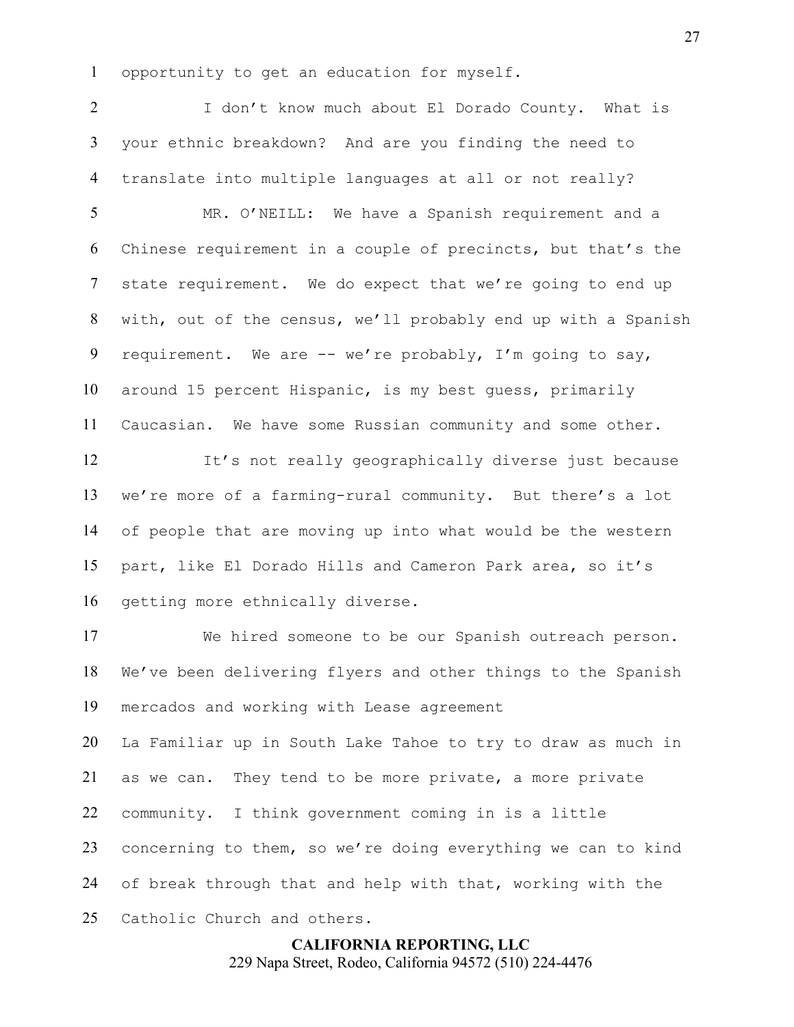1 opportunity to get an education for myself.

2 I don't know much about El Dorado County. What is
3 your ethnic breakdown? And are you finding the need to
4 translate into multiple languages at all or not really?

5 MR. O'NEILL: We have a Spanish requirement and a
6 Chinese requirement in a couple of precincts, but that's the
7 state requirement. We do expect that we're going to end up
8 with, out of the census, we'll probably end up with a Spanish
9 requirement. We are -- we're probably, I'm going to say,
10 around 15 percent Hispanic, is my best guess, primarily
11 Caucasian. We have some Russian community and some other.

12 It's not really geographically diverse just because
13 we're more of a farming-rural community. But there's a lot
14 of people that are moving up into what would be the western
15 part, like El Dorado Hills and Cameron Park area, so it's
16 getting more ethnically diverse.

17 We hired someone to be our Spanish outreach person.
18 We've been delivering flyers and other things to the Spanish
19 mercados and working with Lease agreement
20 La Familiar up in South Lake Tahoe to try to draw as much in
21 as we can. They tend to be more private, a more private
22 community. I think government coming in is a little
23 concerning to them, so we're doing everything we can to kind
24 of break through that and help with that, working with the
25 Catholic Church and others.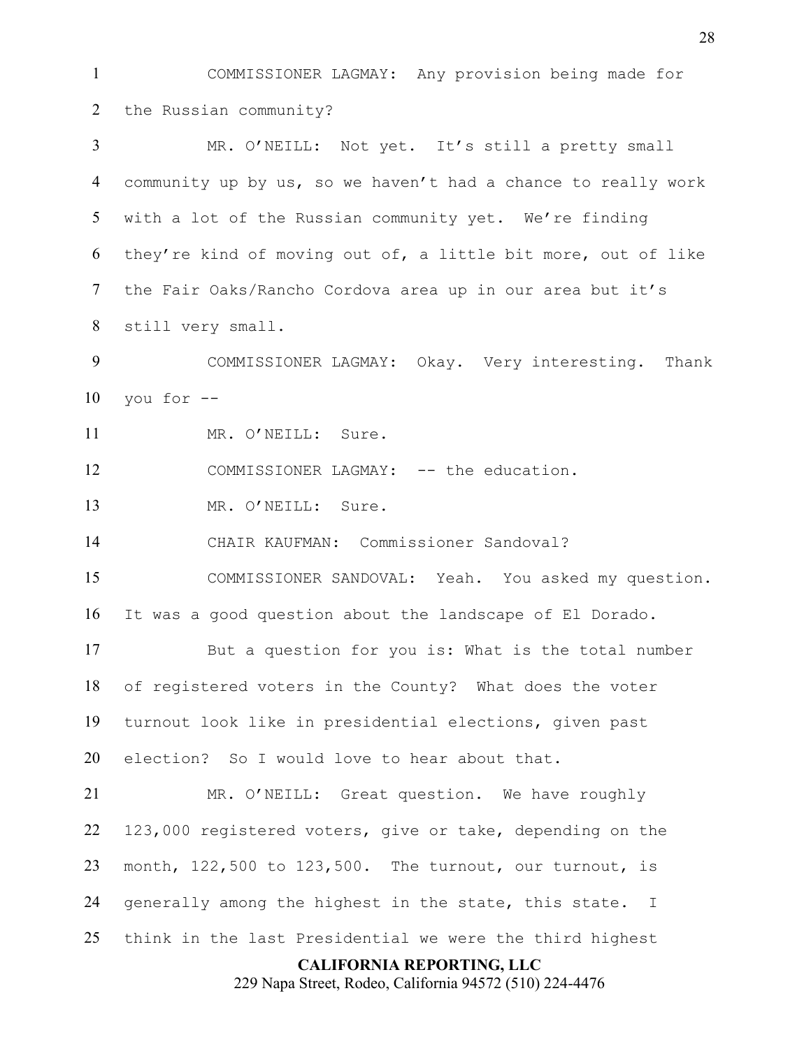COMMISSIONER LAGMAY: Any provision being made for the Russian community?

MR. O'NEILL: Not yet. It's still a pretty small community up by us, so we haven't had a chance to really work with a lot of the Russian community yet. We're finding they're kind of moving out of, a little bit more, out of like the Fair Oaks/Rancho Cordova area up in our area but it's still very small.

COMMISSIONER LAGMAY: Okay. Very interesting. Thank you for --

MR. O'NEILL: Sure.

COMMISSIONER LAGMAY: -- the education.

MR. O'NEILL: Sure.

CHAIR KAUFMAN: Commissioner Sandoval?

COMMISSIONER SANDOVAL: Yeah. You asked my question. It was a good question about the landscape of El Dorado.

But a question for you is: What is the total number of registered voters in the County? What does the voter turnout look like in presidential elections, given past election? So I would love to hear about that.

MR. O'NEILL: Great question. We have roughly 123,000 registered voters, give or take, depending on the month, 122,500 to 123,500. The turnout, our turnout, is generally among the highest in the state, this state. I think in the last Presidential we were the third highest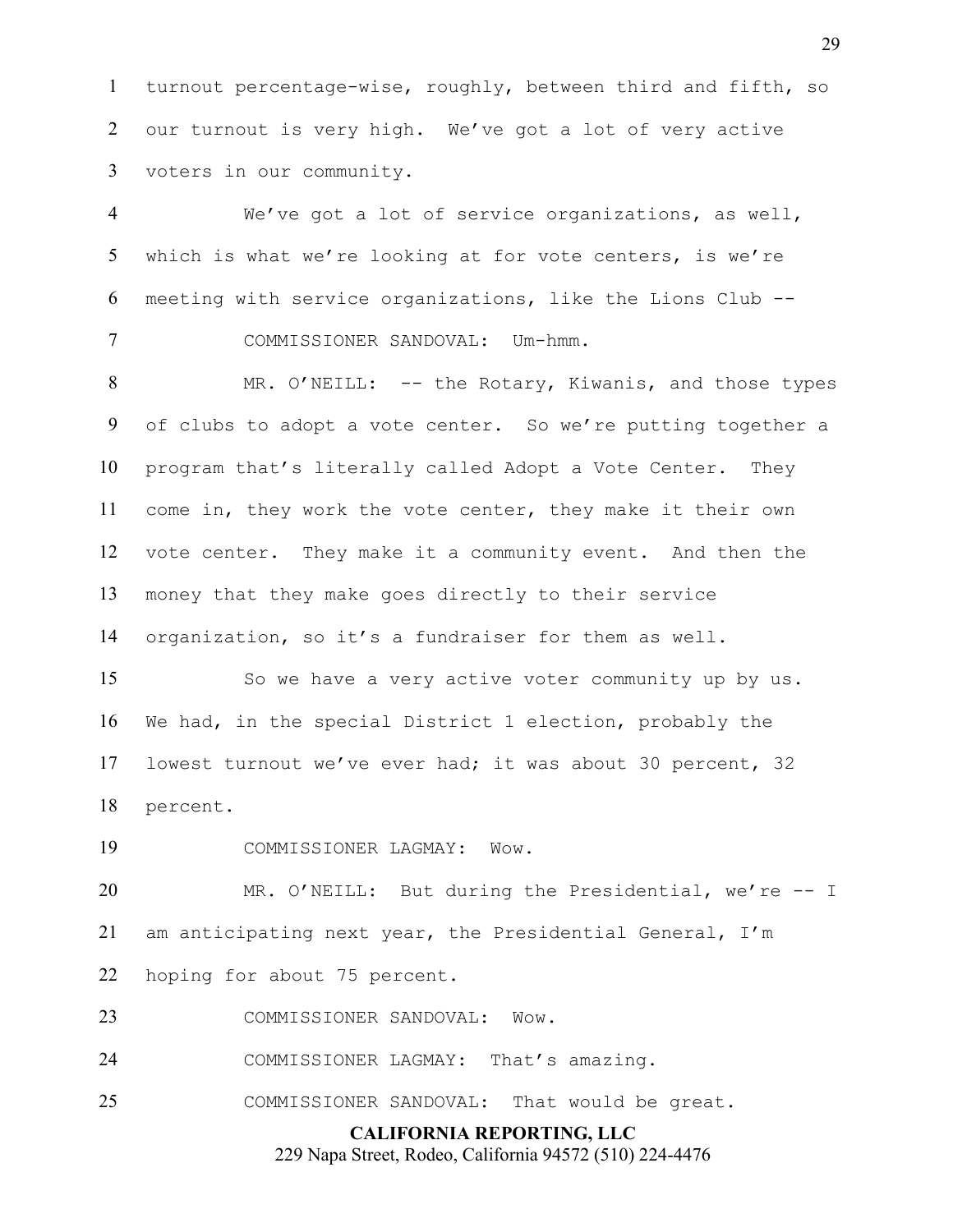turnout percentage-wise, roughly, between third and fifth, so our turnout is very high. We've got a lot of very active voters in our community.

We've got a lot of service organizations, as well, which is what we're looking at for vote centers, is we're meeting with service organizations, like the Lions Club --

COMMISSIONER SANDOVAL: Um-hmm.

MR. O'NEILL: -- the Rotary, Kiwanis, and those types of clubs to adopt a vote center. So we're putting together a program that's literally called Adopt a Vote Center. They come in, they work the vote center, they make it their own vote center. They make it a community event. And then the money that they make goes directly to their service organization, so it's a fundraiser for them as well.

So we have a very active voter community up by us. We had, in the special District 1 election, probably the lowest turnout we've ever had; it was about 30 percent, 32 percent.

COMMISSIONER LAGMAY: Wow.

MR. O'NEILL: But during the Presidential, we're -- I am anticipating next year, the Presidential General, I'm hoping for about 75 percent.

COMMISSIONER SANDOVAL: Wow.

COMMISSIONER LAGMAY: That's amazing.

COMMISSIONER SANDOVAL: That would be great.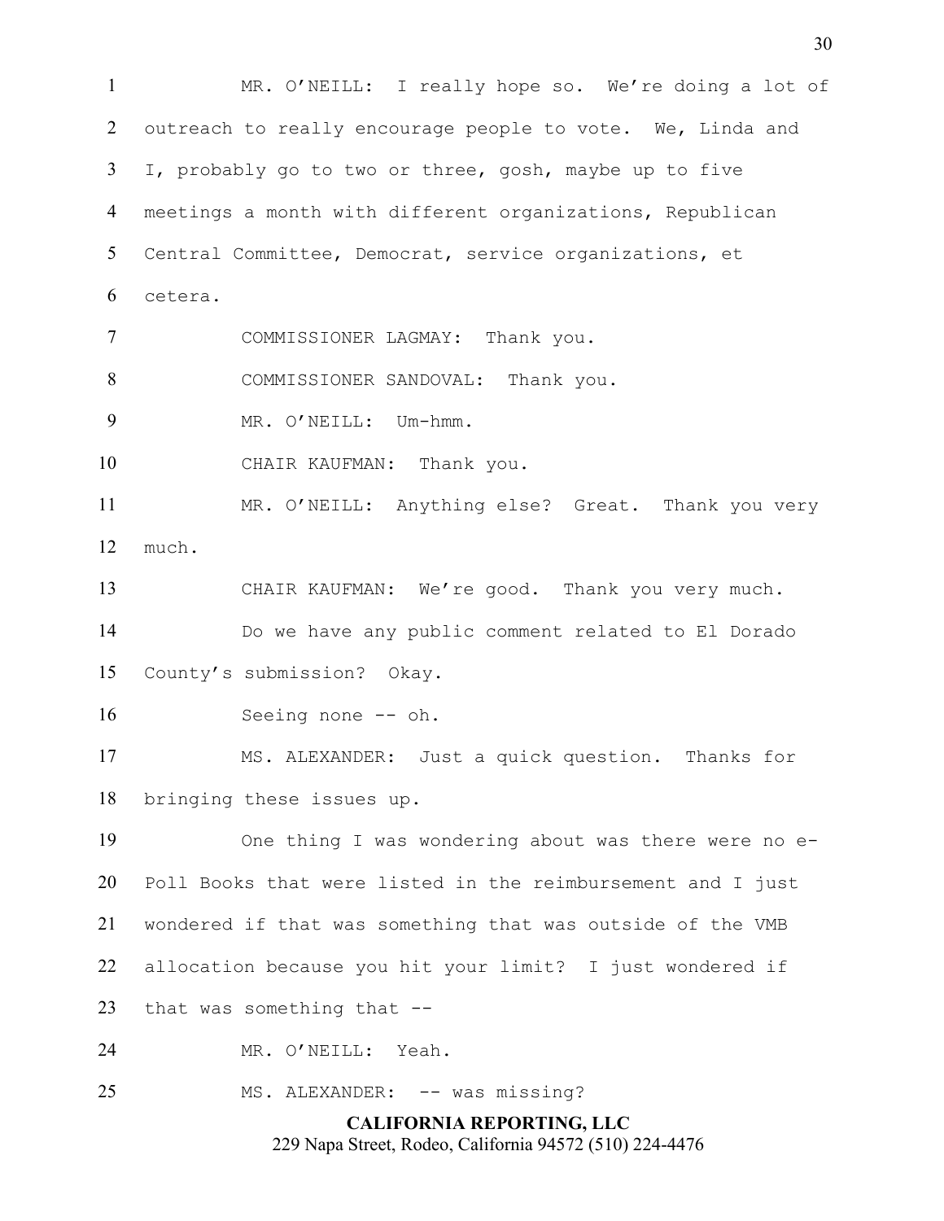MR. O'NEILL: I really hope so. We're doing a lot of outreach to really encourage people to vote. We, Linda and I, probably go to two or three, gosh, maybe up to five meetings a month with different organizations, Republican Central Committee, Democrat, service organizations, et cetera.

COMMISSIONER LAGMAY: Thank you.

COMMISSIONER SANDOVAL: Thank you.

MR. O'NEILL: Um-hmm.

CHAIR KAUFMAN: Thank you.

MR. O'NEILL: Anything else? Great. Thank you very much.

CHAIR KAUFMAN: We're good. Thank you very much.

Do we have any public comment related to El Dorado County's submission? Okay.

Seeing none -- oh.

MS. ALEXANDER: Just a quick question. Thanks for bringing these issues up.

One thing I was wondering about was there were no e-Poll Books that were listed in the reimbursement and I just wondered if that was something that was outside of the VMB allocation because you hit your limit? I just wondered if that was something that --

MR. O'NEILL: Yeah.

MS. ALEXANDER: -- was missing?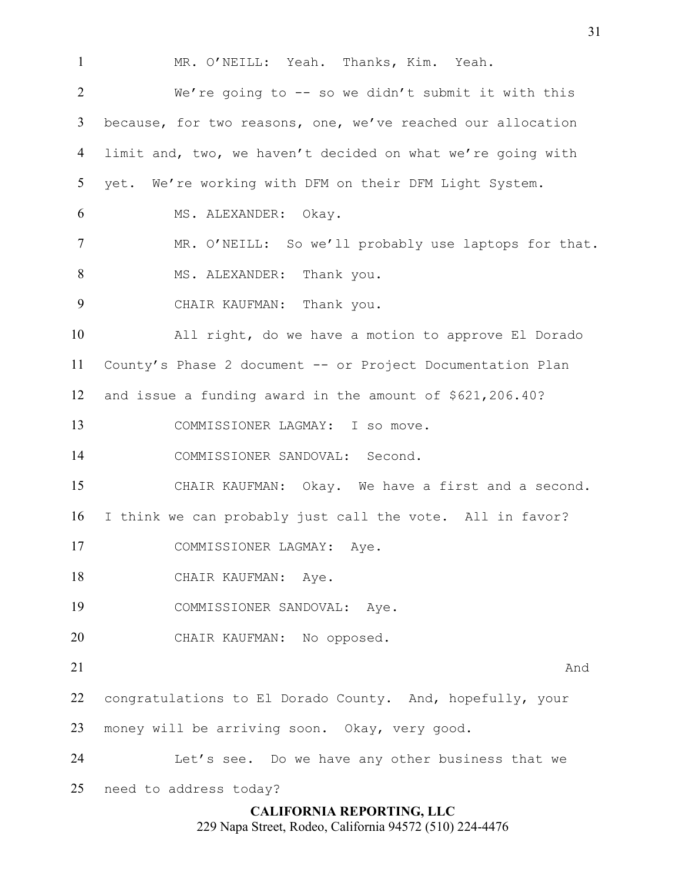MR. O'NEILL: Yeah. Thanks, Kim. Yeah.

We're going to -- so we didn't submit it with this because, for two reasons, one, we've reached our allocation limit and, two, we haven't decided on what we're going with yet. We're working with DFM on their DFM Light System.

MS. ALEXANDER: Okay.

MR. O'NEILL: So we'll probably use laptops for that.

MS. ALEXANDER: Thank you.

CHAIR KAUFMAN: Thank you.

All right, do we have a motion to approve El Dorado County's Phase 2 document -- or Project Documentation Plan and issue a funding award in the amount of $621,206.40?

COMMISSIONER LAGMAY: I so move.

COMMISSIONER SANDOVAL: Second.

CHAIR KAUFMAN: Okay. We have a first and a second. I think we can probably just call the vote. All in favor?

COMMISSIONER LAGMAY: Aye.

CHAIR KAUFMAN: Aye.

COMMISSIONER SANDOVAL: Aye.

CHAIR KAUFMAN: No opposed.

And congratulations to El Dorado County. And, hopefully, your money will be arriving soon. Okay, very good.

Let's see. Do we have any other business that we need to address today?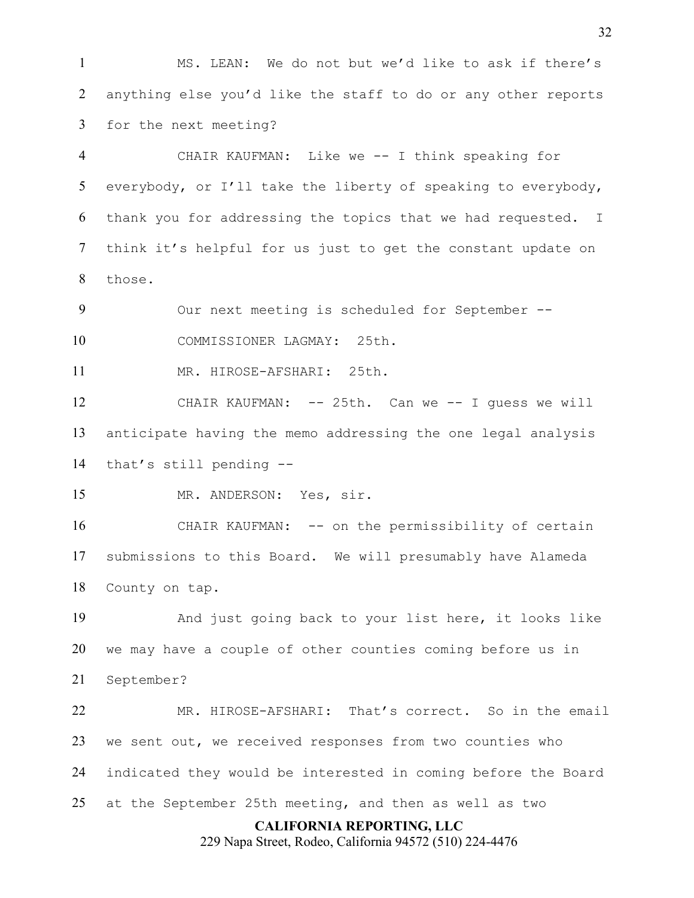MS. LEAN: We do not but we'd like to ask if there's anything else you'd like the staff to do or any other reports for the next meeting?

CHAIR KAUFMAN: Like we -- I think speaking for everybody, or I'll take the liberty of speaking to everybody, thank you for addressing the topics that we had requested. I think it's helpful for us just to get the constant update on those.

Our next meeting is scheduled for September --

COMMISSIONER LAGMAY: 25th.

MR. HIROSE-AFSHARI: 25th.

CHAIR KAUFMAN: -- 25th. Can we -- I guess we will anticipate having the memo addressing the one legal analysis that's still pending --

MR. ANDERSON: Yes, sir.

CHAIR KAUFMAN: -- on the permissibility of certain submissions to this Board. We will presumably have Alameda County on tap.

And just going back to your list here, it looks like we may have a couple of other counties coming before us in September?

MR. HIROSE-AFSHARI: That's correct. So in the email we sent out, we received responses from two counties who indicated they would be interested in coming before the Board at the September 25th meeting, and then as well as two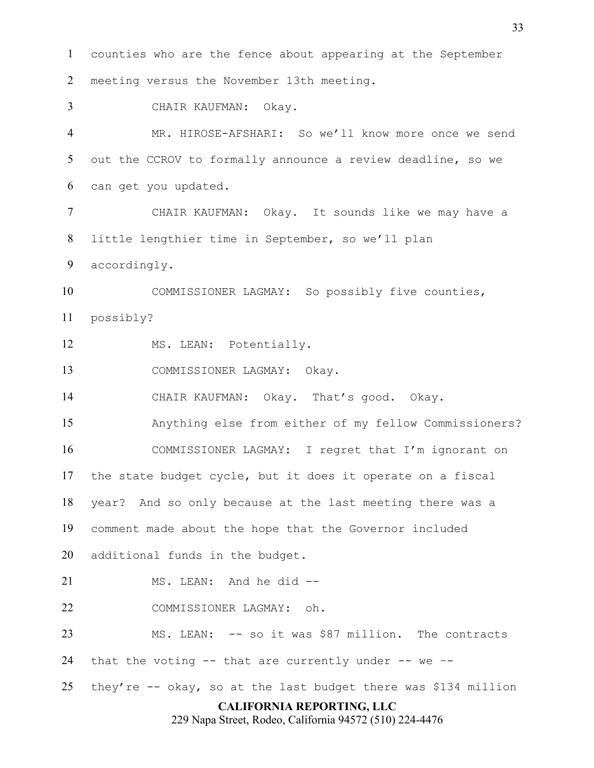counties who are the fence about appearing at the September meeting versus the November 13th meeting.

CHAIR KAUFMAN: Okay.

MR. HIROSE-AFSHARI: So we'll know more once we send out the CCROV to formally announce a review deadline, so we can get you updated.

CHAIR KAUFMAN: Okay. It sounds like we may have a little lengthier time in September, so we'll plan accordingly.

COMMISSIONER LAGMAY: So possibly five counties, possibly?

MS. LEAN: Potentially.

COMMISSIONER LAGMAY: Okay.

CHAIR KAUFMAN: Okay. That's good. Okay.

Anything else from either of my fellow Commissioners?

COMMISSIONER LAGMAY: I regret that I'm ignorant on the state budget cycle, but it does it operate on a fiscal year? And so only because at the last meeting there was a comment made about the hope that the Governor included additional funds in the budget.

MS. LEAN: And he did --

COMMISSIONER LAGMAY: oh.

MS. LEAN: -- so it was $87 million. The contracts that the voting -- that are currently under -- we -- they're -- okay, so at the last budget there was $134 million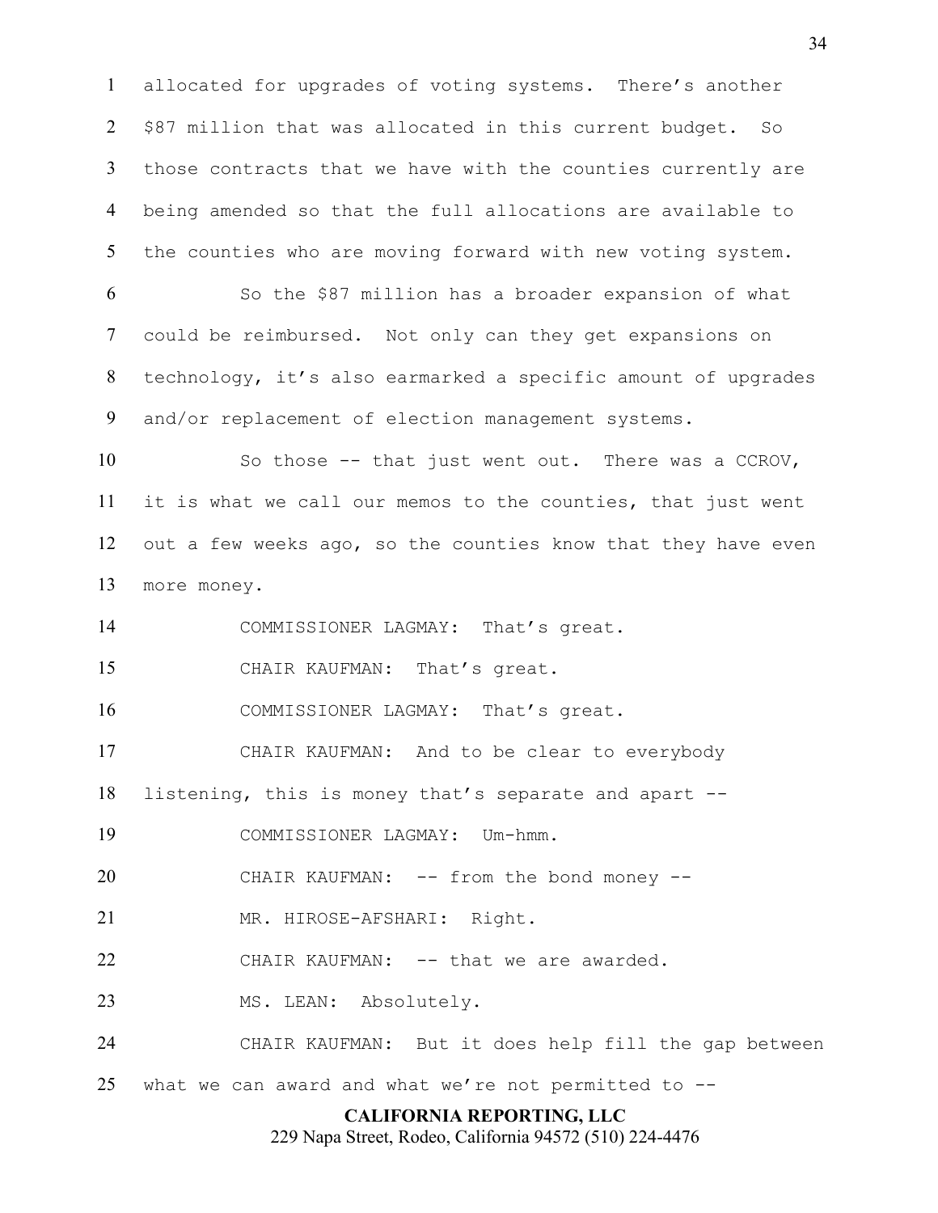allocated for upgrades of voting systems. There's another $87 million that was allocated in this current budget. So those contracts that we have with the counties currently are being amended so that the full allocations are available to the counties who are moving forward with new voting system.

So the $87 million has a broader expansion of what could be reimbursed. Not only can they get expansions on technology, it's also earmarked a specific amount of upgrades and/or replacement of election management systems.

So those -- that just went out. There was a CCROV, it is what we call our memos to the counties, that just went out a few weeks ago, so the counties know that they have even more money.

COMMISSIONER LAGMAY: That's great.

CHAIR KAUFMAN: That's great.

COMMISSIONER LAGMAY: That's great.

CHAIR KAUFMAN: And to be clear to everybody listening, this is money that's separate and apart --

COMMISSIONER LAGMAY: Um-hmm.

CHAIR KAUFMAN: -- from the bond money --

MR. HIROSE-AFSHARI: Right.

CHAIR KAUFMAN: -- that we are awarded.

MS. LEAN: Absolutely.

CHAIR KAUFMAN: But it does help fill the gap between what we can award and what we're not permitted to --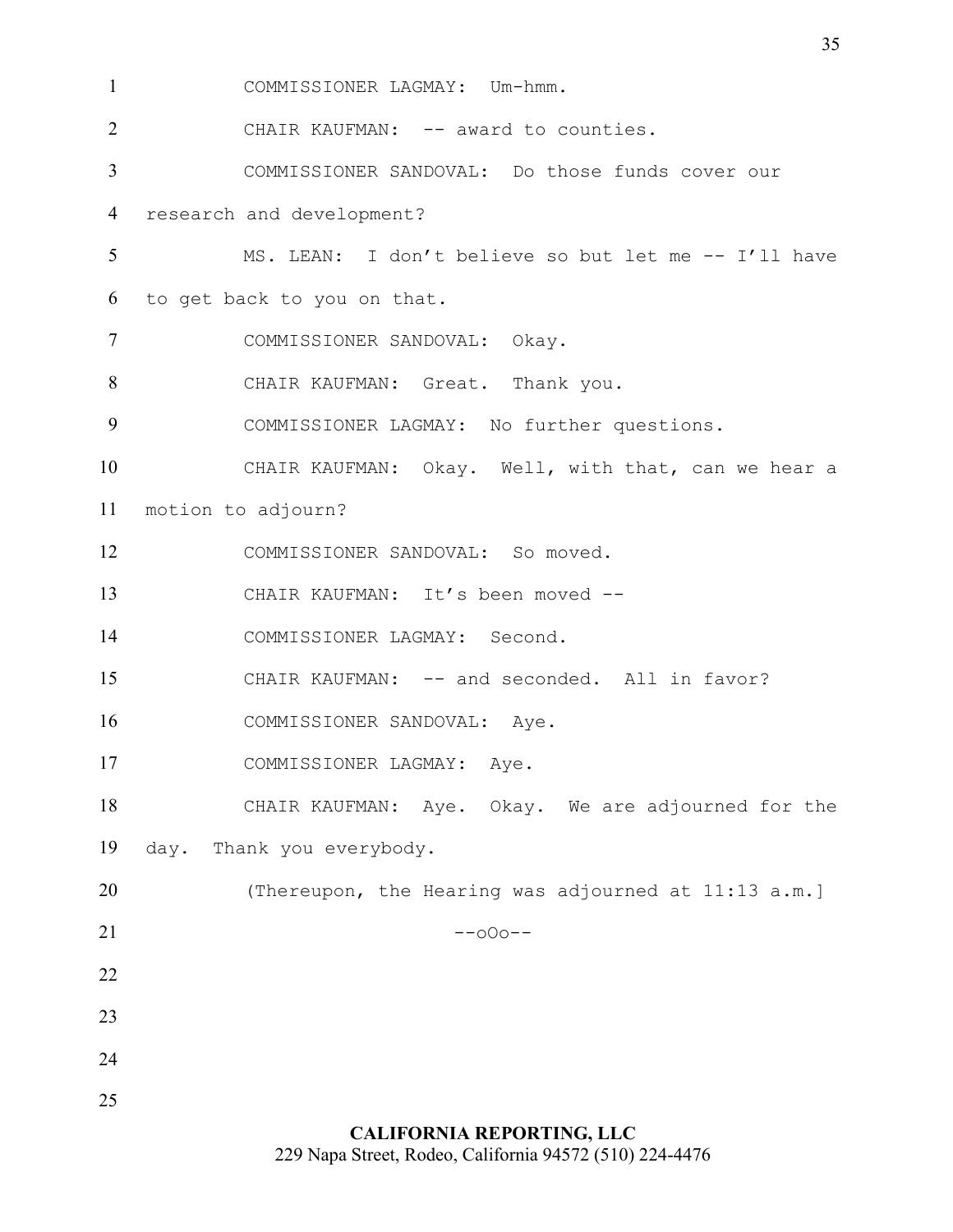COMMISSIONER LAGMAY: Um-hmm.

CHAIR KAUFMAN: -- award to counties.

COMMISSIONER SANDOVAL: Do those funds cover our research and development?

MS. LEAN: I don't believe so but let me -- I'll have to get back to you on that.

COMMISSIONER SANDOVAL: Okay.

CHAIR KAUFMAN: Great. Thank you.

COMMISSIONER LAGMAY: No further questions.

CHAIR KAUFMAN: Okay. Well, with that, can we hear a motion to adjourn?

COMMISSIONER SANDOVAL: So moved.

CHAIR KAUFMAN: It's been moved --

COMMISSIONER LAGMAY: Second.

CHAIR KAUFMAN: -- and seconded. All in favor?

COMMISSIONER SANDOVAL: Aye.

COMMISSIONER LAGMAY: Aye.

CHAIR KAUFMAN: Aye. Okay. We are adjourned for the day. Thank you everybody.

(Thereupon, the Hearing was adjourned at 11:13 a.m.]

--oOo--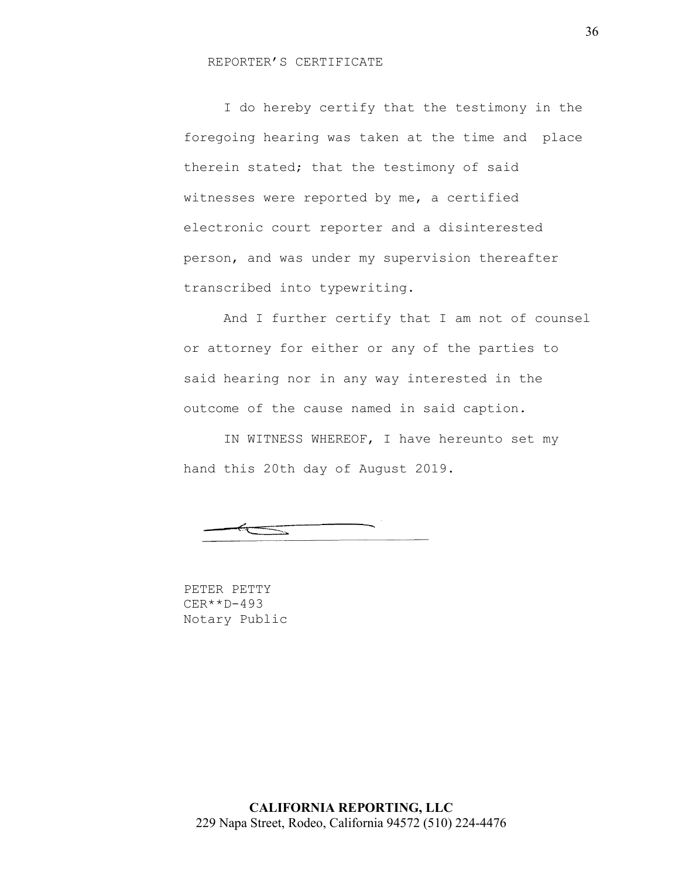REPORTER'S CERTIFICATE

I do hereby certify that the testimony in the foregoing hearing was taken at the time and place therein stated; that the testimony of said witnesses were reported by me, a certified electronic court reporter and a disinterested person, and was under my supervision thereafter transcribed into typewriting.

And I further certify that I am not of counsel or attorney for either or any of the parties to said hearing nor in any way interested in the outcome of the cause named in said caption.

IN WITNESS WHEREOF, I have hereunto set my hand this 20th day of August 2019.

PETER PETTY
CER**D-493
Notary Public

**CALIFORNIA REPORTING, LLC**
229 Napa Street, Rodeo, California 94572 (510) 224-4476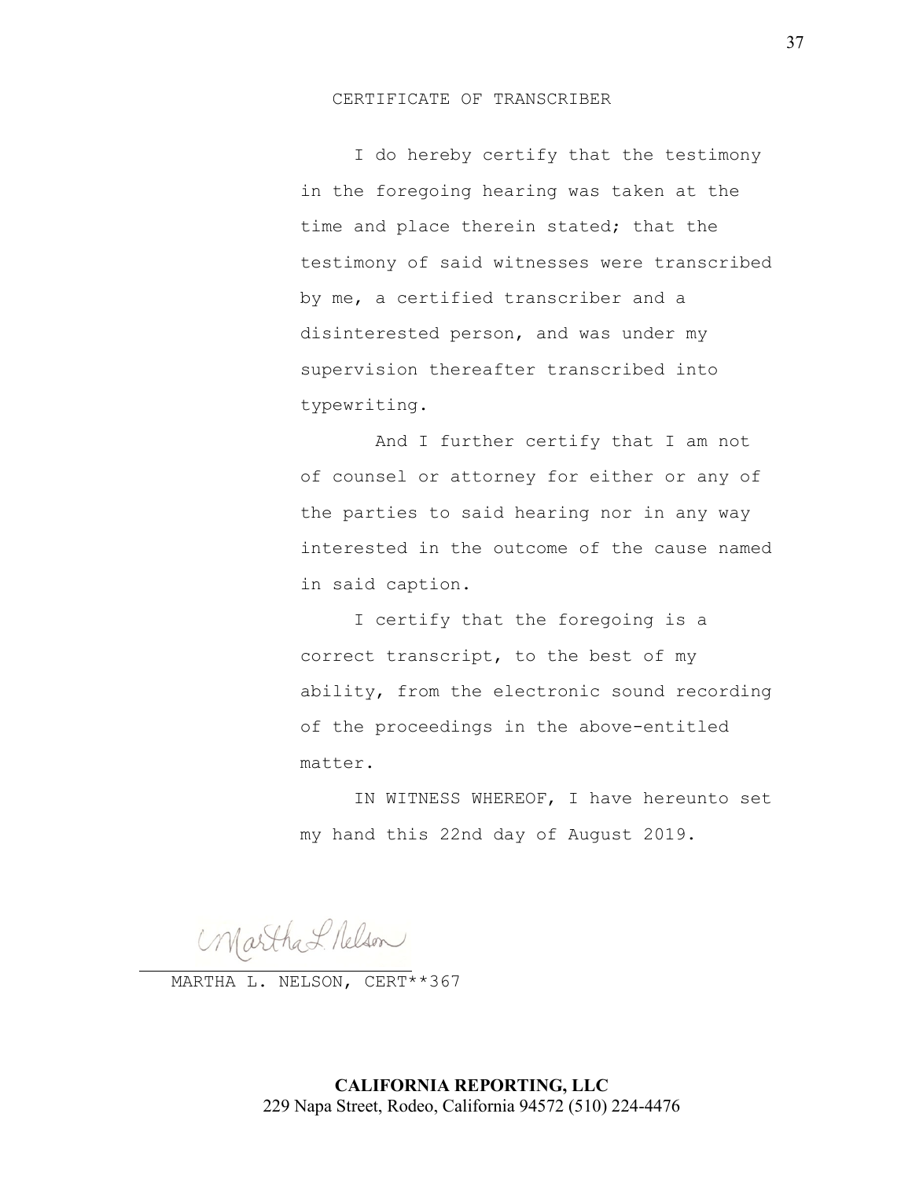## CERTIFICATE OF TRANSCRIBER

I do hereby certify that the testimony in the foregoing hearing was taken at the time and place therein stated; that the testimony of said witnesses were transcribed by me, a certified transcriber and a disinterested person, and was under my supervision thereafter transcribed into typewriting.

And I further certify that I am not of counsel or attorney for either or any of the parties to said hearing nor in any way interested in the outcome of the cause named in said caption.

I certify that the foregoing is a correct transcript, to the best of my ability, from the electronic sound recording of the proceedings in the above-entitled matter.

IN WITNESS WHEREOF, I have hereunto set my hand this 22nd day of August 2019.

Martha L. Nelson

MARTHA L. NELSON, CERT**367

**CALIFORNIA REPORTING, LLC**
229 Napa Street, Rodeo, California 94572 (510) 224-4476